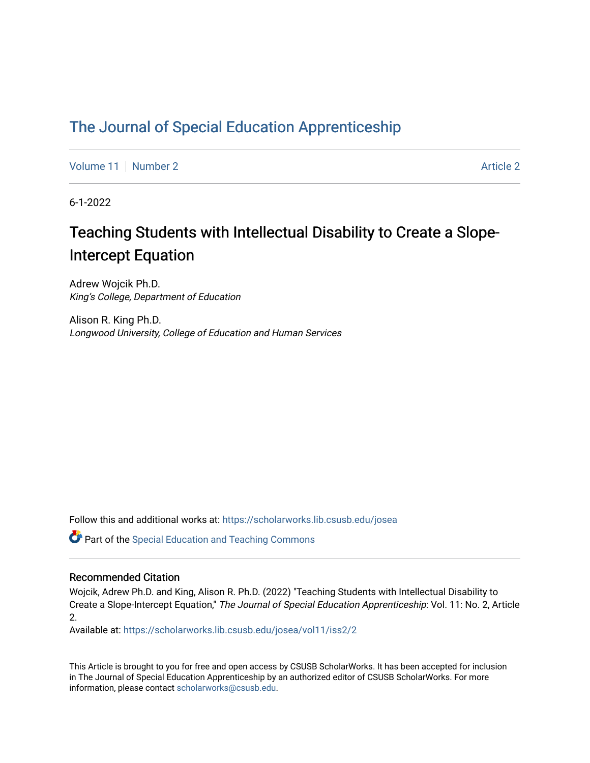# The Journal of Special Education Apprenticeship

Volume 11 | Number 2 | Article 2

6-1-2022

## Teaching Students with Intellectual Disability to Create a Slope-Intercept Equation

Adrew Wojcik Ph.D.
*King's College, Department of Education*

Alison R. King Ph.D.
*Longwood University, College of Education and Human Services*

Follow this and additional works at: https://scholarworks.lib.csusb.edu/josea

Part of the Special Education and Teaching Commons

### Recommended Citation

Wojcik, Adrew Ph.D. and King, Alison R. Ph.D. (2022) "Teaching Students with Intellectual Disability to Create a Slope-Intercept Equation," *The Journal of Special Education Apprenticeship*: Vol. 11: No. 2, Article 2.

Available at: https://scholarworks.lib.csusb.edu/josea/vol11/iss2/2

This Article is brought to you for free and open access by CSUSB ScholarWorks. It has been accepted for inclusion in The Journal of Special Education Apprenticeship by an authorized editor of CSUSB ScholarWorks. For more information, please contact scholarworks@csusb.edu.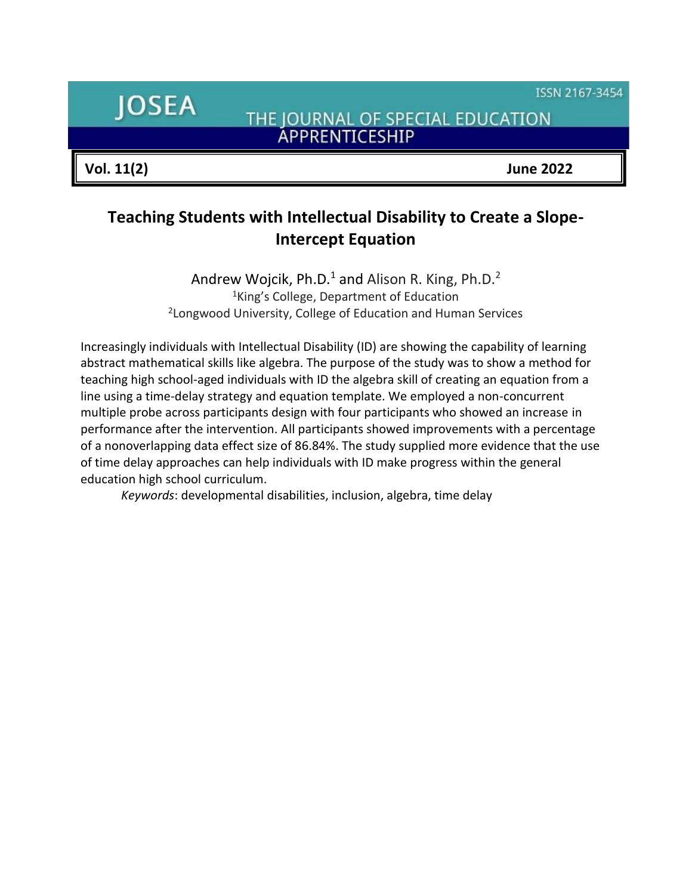# Teaching Students with Intellectual Disability to Create a Slope-Intercept Equation

Andrew Wojcik, Ph.D.[1] and Alison R. King, Ph.D.[2]

[1]King's College, Department of Education

[2]Longwood University, College of Education and Human Services

Increasingly individuals with Intellectual Disability (ID) are showing the capability of learning abstract mathematical skills like algebra. The purpose of the study was to show a method for teaching high school-aged individuals with ID the algebra skill of creating an equation from a line using a time-delay strategy and equation template. We employed a non-concurrent multiple probe across participants design with four participants who showed an increase in performance after the intervention. All participants showed improvements with a percentage of a nonoverlapping data effect size of 86.84%. The study supplied more evidence that the use of time delay approaches can help individuals with ID make progress within the general education high school curriculum.

*Keywords*: developmental disabilities, inclusion, algebra, time delay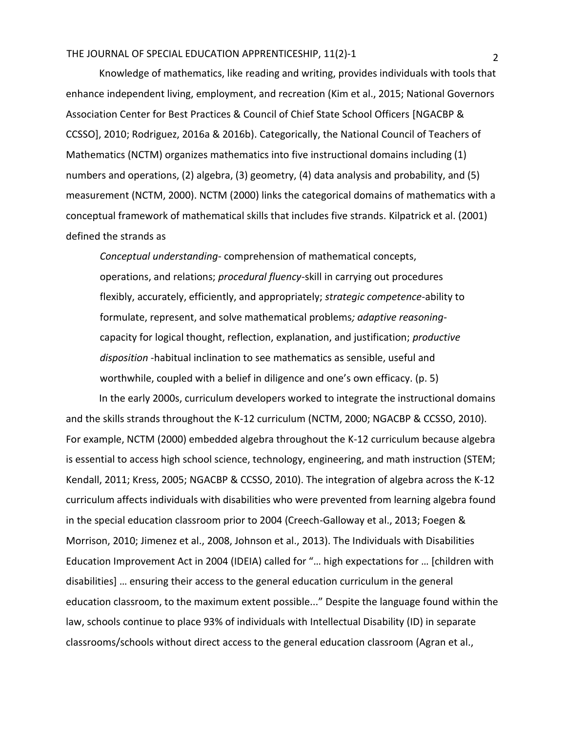Knowledge of mathematics, like reading and writing, provides individuals with tools that enhance independent living, employment, and recreation (Kim et al., 2015; National Governors Association Center for Best Practices & Council of Chief State School Officers [NGACBP & CCSSO], 2010; Rodriguez, 2016a & 2016b). Categorically, the National Council of Teachers of Mathematics (NCTM) organizes mathematics into five instructional domains including (1) numbers and operations, (2) algebra, (3) geometry, (4) data analysis and probability, and (5) measurement (NCTM, 2000). NCTM (2000) links the categorical domains of mathematics with a conceptual framework of mathematical skills that includes five strands. Kilpatrick et al. (2001) defined the strands as

> *Conceptual understanding*- comprehension of mathematical concepts, operations, and relations; *procedural fluency*-skill in carrying out procedures flexibly, accurately, efficiently, and appropriately; *strategic competence*-ability to formulate, represent, and solve mathematical problems*; adaptive reasoning*-capacity for logical thought, reflection, explanation, and justification; *productive disposition* -habitual inclination to see mathematics as sensible, useful and worthwhile, coupled with a belief in diligence and one's own efficacy. (p. 5)

In the early 2000s, curriculum developers worked to integrate the instructional domains and the skills strands throughout the K-12 curriculum (NCTM, 2000; NGACBP & CCSSO, 2010). For example, NCTM (2000) embedded algebra throughout the K-12 curriculum because algebra is essential to access high school science, technology, engineering, and math instruction (STEM; Kendall, 2011; Kress, 2005; NGACBP & CCSSO, 2010). The integration of algebra across the K-12 curriculum affects individuals with disabilities who were prevented from learning algebra found in the special education classroom prior to 2004 (Creech-Galloway et al., 2013; Foegen & Morrison, 2010; Jimenez et al., 2008, Johnson et al., 2013). The Individuals with Disabilities Education Improvement Act in 2004 (IDEIA) called for "… high expectations for … [children with disabilities] … ensuring their access to the general education curriculum in the general education classroom, to the maximum extent possible..." Despite the language found within the law, schools continue to place 93% of individuals with Intellectual Disability (ID) in separate classrooms/schools without direct access to the general education classroom (Agran et al.,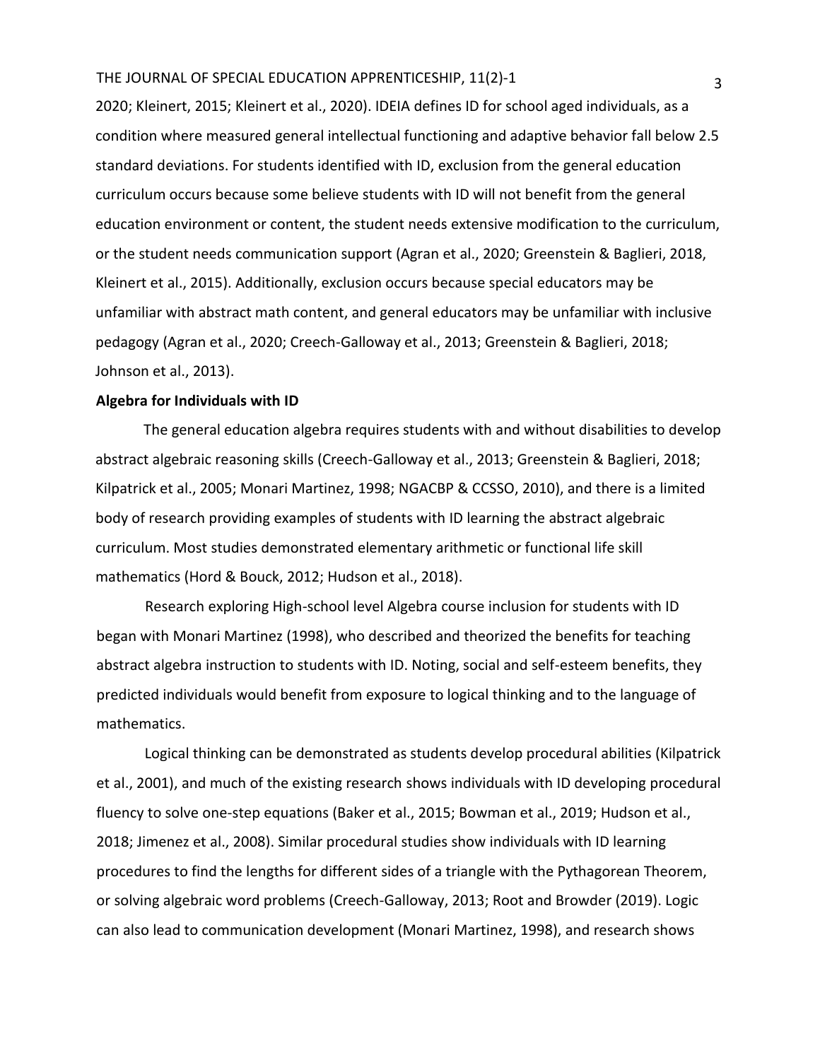2020; Kleinert, 2015; Kleinert et al., 2020). IDEIA defines ID for school aged individuals, as a condition where measured general intellectual functioning and adaptive behavior fall below 2.5 standard deviations. For students identified with ID, exclusion from the general education curriculum occurs because some believe students with ID will not benefit from the general education environment or content, the student needs extensive modification to the curriculum, or the student needs communication support (Agran et al., 2020; Greenstein & Baglieri, 2018, Kleinert et al., 2015). Additionally, exclusion occurs because special educators may be unfamiliar with abstract math content, and general educators may be unfamiliar with inclusive pedagogy (Agran et al., 2020; Creech-Galloway et al., 2013; Greenstein & Baglieri, 2018; Johnson et al., 2013).

**Algebra for Individuals with ID**

The general education algebra requires students with and without disabilities to develop abstract algebraic reasoning skills (Creech-Galloway et al., 2013; Greenstein & Baglieri, 2018; Kilpatrick et al., 2005; Monari Martinez, 1998; NGACBP & CCSSO, 2010), and there is a limited body of research providing examples of students with ID learning the abstract algebraic curriculum. Most studies demonstrated elementary arithmetic or functional life skill mathematics (Hord & Bouck, 2012; Hudson et al., 2018).

Research exploring High-school level Algebra course inclusion for students with ID began with Monari Martinez (1998), who described and theorized the benefits for teaching abstract algebra instruction to students with ID. Noting, social and self-esteem benefits, they predicted individuals would benefit from exposure to logical thinking and to the language of mathematics.

Logical thinking can be demonstrated as students develop procedural abilities (Kilpatrick et al., 2001), and much of the existing research shows individuals with ID developing procedural fluency to solve one-step equations (Baker et al., 2015; Bowman et al., 2019; Hudson et al., 2018; Jimenez et al., 2008). Similar procedural studies show individuals with ID learning procedures to find the lengths for different sides of a triangle with the Pythagorean Theorem, or solving algebraic word problems (Creech-Galloway, 2013; Root and Browder (2019). Logic can also lead to communication development (Monari Martinez, 1998), and research shows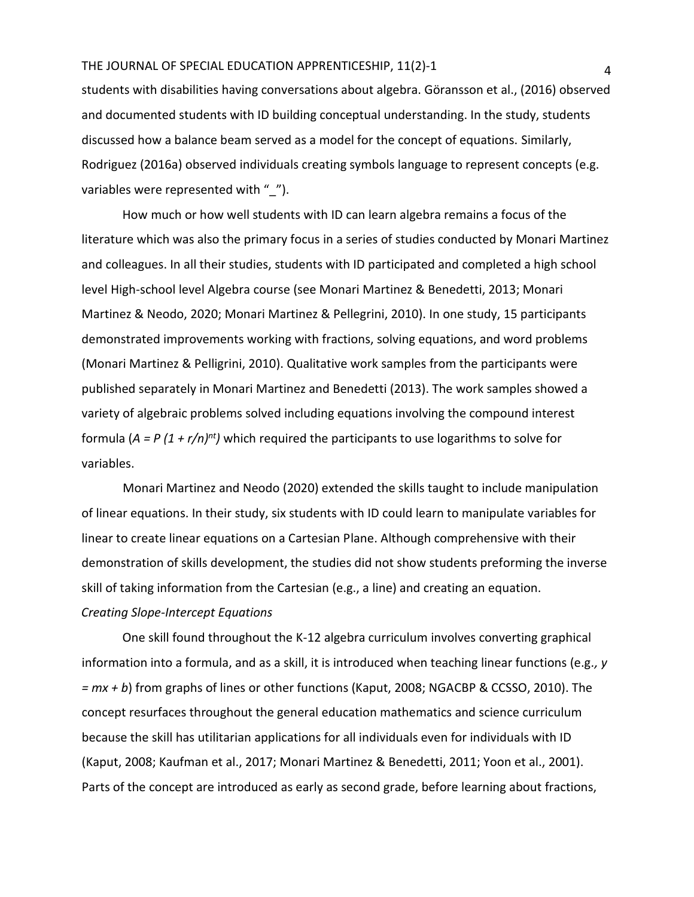students with disabilities having conversations about algebra. Göransson et al., (2016) observed and documented students with ID building conceptual understanding. In the study, students discussed how a balance beam served as a model for the concept of equations. Similarly, Rodriguez (2016a) observed individuals creating symbols language to represent concepts (e.g. variables were represented with "_").

How much or how well students with ID can learn algebra remains a focus of the literature which was also the primary focus in a series of studies conducted by Monari Martinez and colleagues. In all their studies, students with ID participated and completed a high school level High-school level Algebra course (see Monari Martinez & Benedetti, 2013; Monari Martinez & Neodo, 2020; Monari Martinez & Pellegrini, 2010). In one study, 15 participants demonstrated improvements working with fractions, solving equations, and word problems (Monari Martinez & Pelligrini, 2010). Qualitative work samples from the participants were published separately in Monari Martinez and Benedetti (2013). The work samples showed a variety of algebraic problems solved including equations involving the compound interest formula ($A = P (1 + r/n)^{nt}$) which required the participants to use logarithms to solve for variables.

Monari Martinez and Neodo (2020) extended the skills taught to include manipulation of linear equations. In their study, six students with ID could learn to manipulate variables for linear to create linear equations on a Cartesian Plane. Although comprehensive with their demonstration of skills development, the studies did not show students preforming the inverse skill of taking information from the Cartesian (e.g., a line) and creating an equation.

*Creating Slope-Intercept Equations*

One skill found throughout the K-12 algebra curriculum involves converting graphical information into a formula, and as a skill, it is introduced when teaching linear functions (e.g., $y = mx + b$) from graphs of lines or other functions (Kaput, 2008; NGACBP & CCSSO, 2010). The concept resurfaces throughout the general education mathematics and science curriculum because the skill has utilitarian applications for all individuals even for individuals with ID (Kaput, 2008; Kaufman et al., 2017; Monari Martinez & Benedetti, 2011; Yoon et al., 2001). Parts of the concept are introduced as early as second grade, before learning about fractions,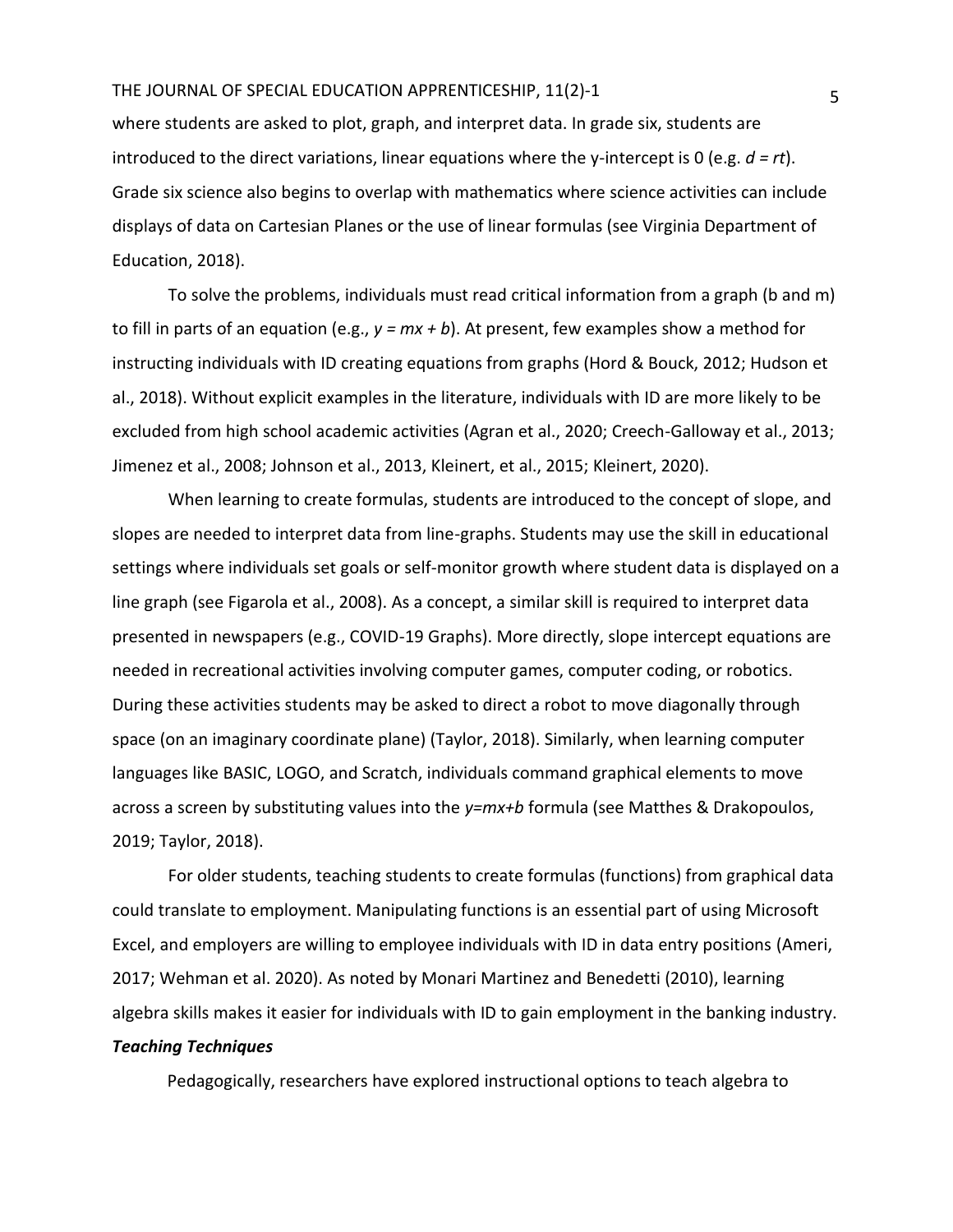where students are asked to plot, graph, and interpret data. In grade six, students are introduced to the direct variations, linear equations where the y-intercept is 0 (e.g. $d = rt$). Grade six science also begins to overlap with mathematics where science activities can include displays of data on Cartesian Planes or the use of linear formulas (see Virginia Department of Education, 2018).

To solve the problems, individuals must read critical information from a graph (b and m) to fill in parts of an equation (e.g., $y = mx + b$). At present, few examples show a method for instructing individuals with ID creating equations from graphs (Hord & Bouck, 2012; Hudson et al., 2018). Without explicit examples in the literature, individuals with ID are more likely to be excluded from high school academic activities (Agran et al., 2020; Creech-Galloway et al., 2013; Jimenez et al., 2008; Johnson et al., 2013, Kleinert, et al., 2015; Kleinert, 2020).

When learning to create formulas, students are introduced to the concept of slope, and slopes are needed to interpret data from line-graphs. Students may use the skill in educational settings where individuals set goals or self-monitor growth where student data is displayed on a line graph (see Figarola et al., 2008). As a concept, a similar skill is required to interpret data presented in newspapers (e.g., COVID-19 Graphs). More directly, slope intercept equations are needed in recreational activities involving computer games, computer coding, or robotics. During these activities students may be asked to direct a robot to move diagonally through space (on an imaginary coordinate plane) (Taylor, 2018). Similarly, when learning computer languages like BASIC, LOGO, and Scratch, individuals command graphical elements to move across a screen by substituting values into the $y=mx+b$ formula (see Matthes & Drakopoulos, 2019; Taylor, 2018).

For older students, teaching students to create formulas (functions) from graphical data could translate to employment. Manipulating functions is an essential part of using Microsoft Excel, and employers are willing to employee individuals with ID in data entry positions (Ameri, 2017; Wehman et al. 2020). As noted by Monari Martinez and Benedetti (2010), learning algebra skills makes it easier for individuals with ID to gain employment in the banking industry.

### *Teaching Techniques*

Pedagogically, researchers have explored instructional options to teach algebra to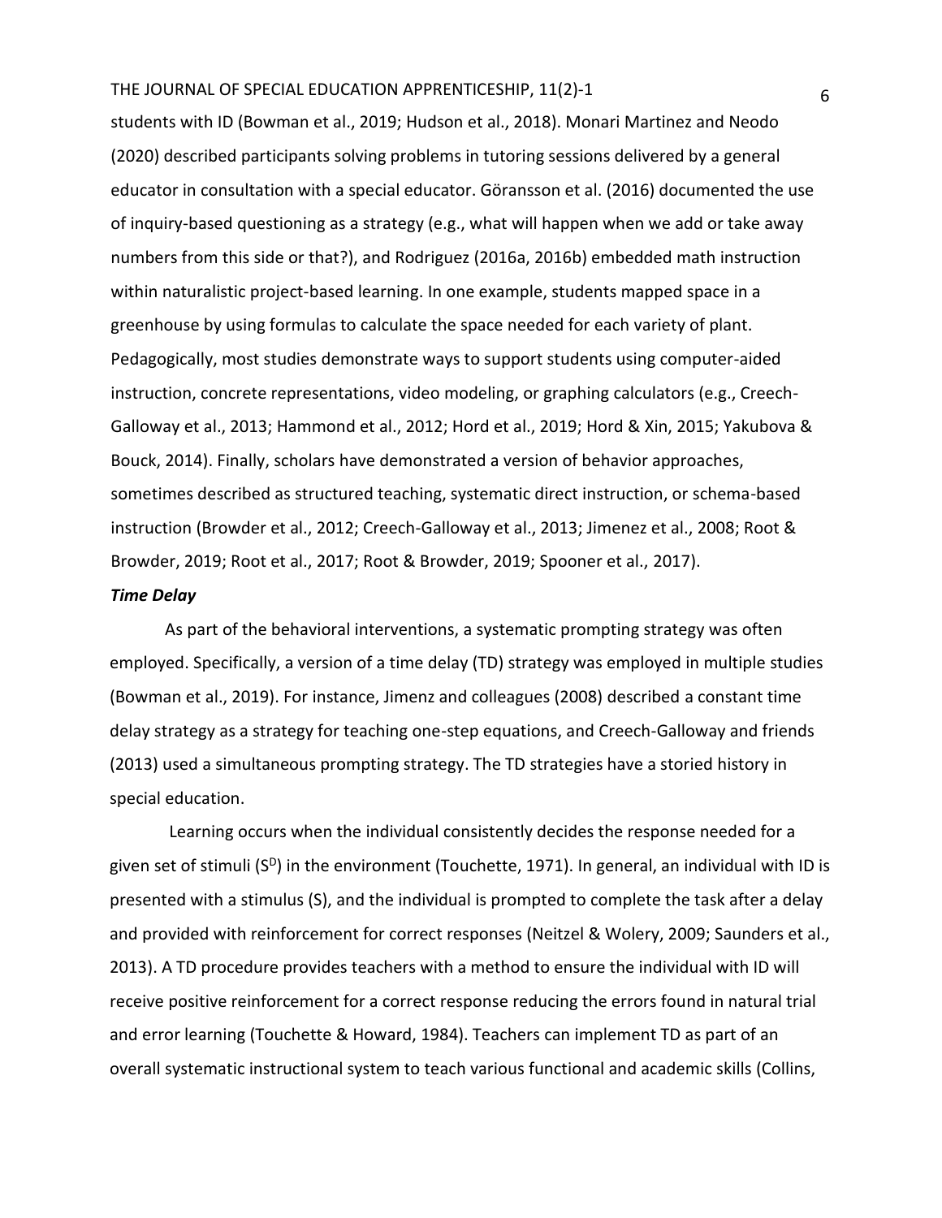students with ID (Bowman et al., 2019; Hudson et al., 2018). Monari Martinez and Neodo (2020) described participants solving problems in tutoring sessions delivered by a general educator in consultation with a special educator. Göransson et al. (2016) documented the use of inquiry-based questioning as a strategy (e.g., what will happen when we add or take away numbers from this side or that?), and Rodriguez (2016a, 2016b) embedded math instruction within naturalistic project-based learning. In one example, students mapped space in a greenhouse by using formulas to calculate the space needed for each variety of plant. Pedagogically, most studies demonstrate ways to support students using computer-aided instruction, concrete representations, video modeling, or graphing calculators (e.g., Creech-Galloway et al., 2013; Hammond et al., 2012; Hord et al., 2019; Hord & Xin, 2015; Yakubova & Bouck, 2014). Finally, scholars have demonstrated a version of behavior approaches, sometimes described as structured teaching, systematic direct instruction, or schema-based instruction (Browder et al., 2012; Creech-Galloway et al., 2013; Jimenez et al., 2008; Root & Browder, 2019; Root et al., 2017; Root & Browder, 2019; Spooner et al., 2017).

***Time Delay***

As part of the behavioral interventions, a systematic prompting strategy was often employed. Specifically, a version of a time delay (TD) strategy was employed in multiple studies (Bowman et al., 2019). For instance, Jimenz and colleagues (2008) described a constant time delay strategy as a strategy for teaching one-step equations, and Creech-Galloway and friends (2013) used a simultaneous prompting strategy. The TD strategies have a storied history in special education.

Learning occurs when the individual consistently decides the response needed for a given set of stimuli ($S^D$) in the environment (Touchette, 1971). In general, an individual with ID is presented with a stimulus (S), and the individual is prompted to complete the task after a delay and provided with reinforcement for correct responses (Neitzel & Wolery, 2009; Saunders et al., 2013). A TD procedure provides teachers with a method to ensure the individual with ID will receive positive reinforcement for a correct response reducing the errors found in natural trial and error learning (Touchette & Howard, 1984). Teachers can implement TD as part of an overall systematic instructional system to teach various functional and academic skills (Collins,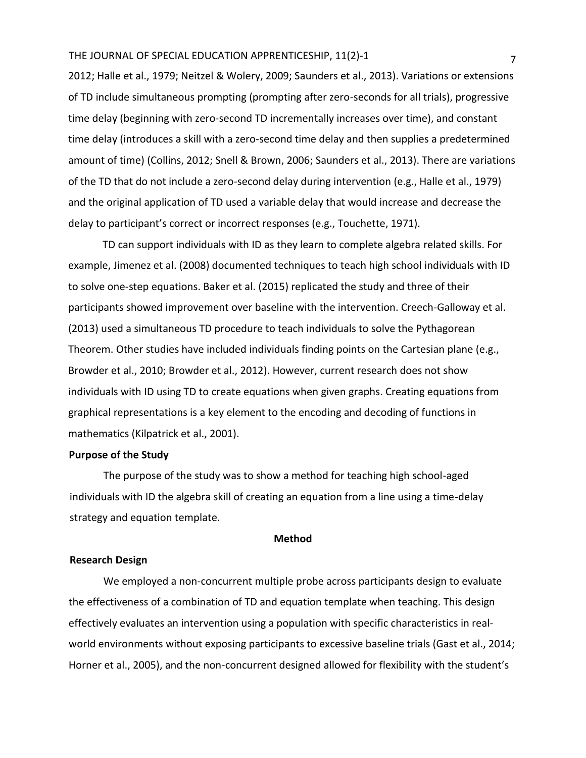2012; Halle et al., 1979; Neitzel & Wolery, 2009; Saunders et al., 2013). Variations or extensions of TD include simultaneous prompting (prompting after zero-seconds for all trials), progressive time delay (beginning with zero-second TD incrementally increases over time), and constant time delay (introduces a skill with a zero-second time delay and then supplies a predetermined amount of time) (Collins, 2012; Snell & Brown, 2006; Saunders et al., 2013). There are variations of the TD that do not include a zero-second delay during intervention (e.g., Halle et al., 1979) and the original application of TD used a variable delay that would increase and decrease the delay to participant's correct or incorrect responses (e.g., Touchette, 1971).

TD can support individuals with ID as they learn to complete algebra related skills. For example, Jimenez et al. (2008) documented techniques to teach high school individuals with ID to solve one-step equations. Baker et al. (2015) replicated the study and three of their participants showed improvement over baseline with the intervention. Creech-Galloway et al. (2013) used a simultaneous TD procedure to teach individuals to solve the Pythagorean Theorem. Other studies have included individuals finding points on the Cartesian plane (e.g., Browder et al., 2010; Browder et al., 2012). However, current research does not show individuals with ID using TD to create equations when given graphs. Creating equations from graphical representations is a key element to the encoding and decoding of functions in mathematics (Kilpatrick et al., 2001).

### Purpose of the Study

The purpose of the study was to show a method for teaching high school-aged individuals with ID the algebra skill of creating an equation from a line using a time-delay strategy and equation template.

## Method

### Research Design

We employed a non-concurrent multiple probe across participants design to evaluate the effectiveness of a combination of TD and equation template when teaching. This design effectively evaluates an intervention using a population with specific characteristics in real-world environments without exposing participants to excessive baseline trials (Gast et al., 2014; Horner et al., 2005), and the non-concurrent designed allowed for flexibility with the student's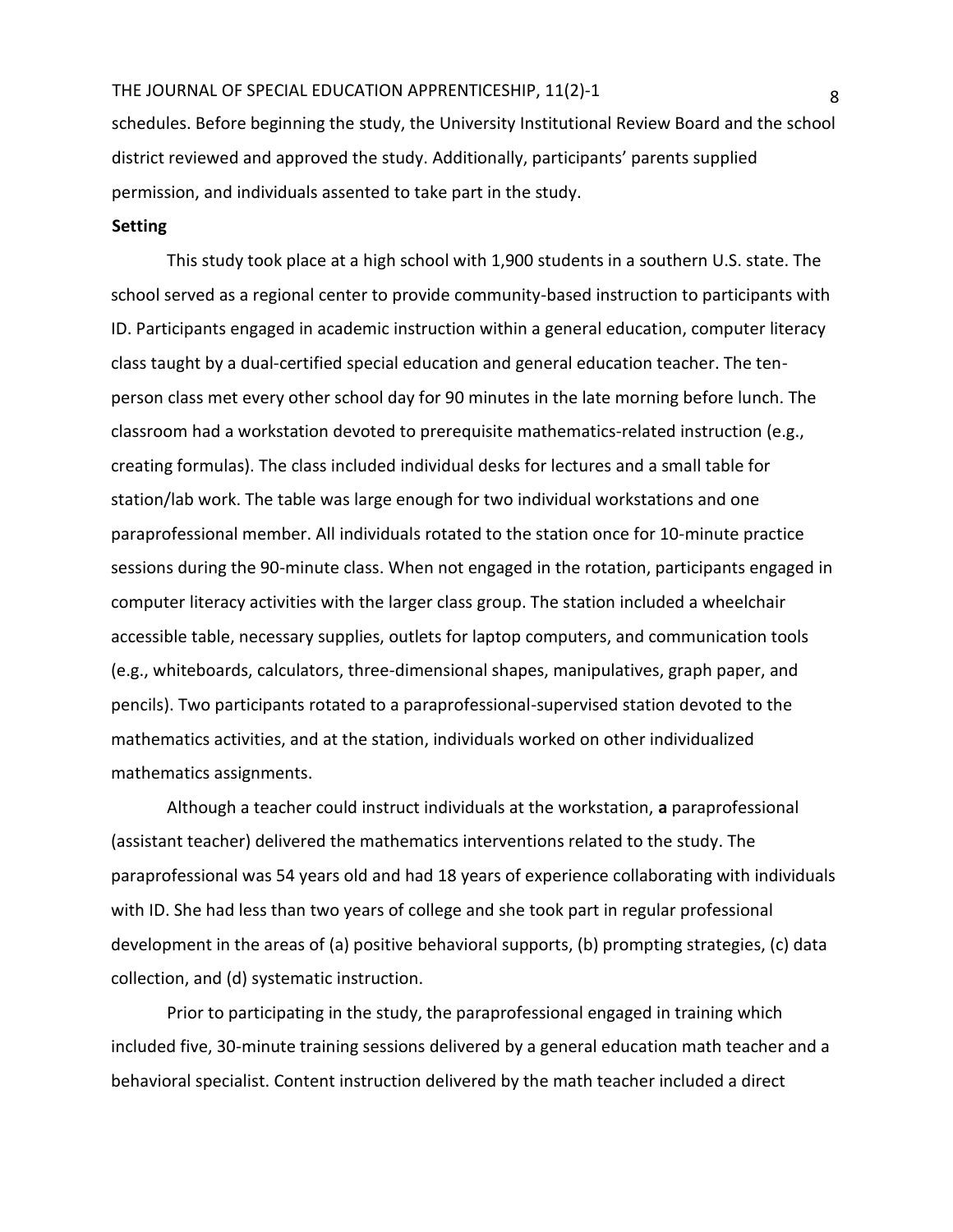schedules. Before beginning the study, the University Institutional Review Board and the school district reviewed and approved the study. Additionally, participants' parents supplied permission, and individuals assented to take part in the study.

**Setting**

This study took place at a high school with 1,900 students in a southern U.S. state. The school served as a regional center to provide community-based instruction to participants with ID. Participants engaged in academic instruction within a general education, computer literacy class taught by a dual-certified special education and general education teacher. The ten-person class met every other school day for 90 minutes in the late morning before lunch. The classroom had a workstation devoted to prerequisite mathematics-related instruction (e.g., creating formulas). The class included individual desks for lectures and a small table for station/lab work. The table was large enough for two individual workstations and one paraprofessional member. All individuals rotated to the station once for 10-minute practice sessions during the 90-minute class. When not engaged in the rotation, participants engaged in computer literacy activities with the larger class group. The station included a wheelchair accessible table, necessary supplies, outlets for laptop computers, and communication tools (e.g., whiteboards, calculators, three-dimensional shapes, manipulatives, graph paper, and pencils). Two participants rotated to a paraprofessional-supervised station devoted to the mathematics activities, and at the station, individuals worked on other individualized mathematics assignments.

Although a teacher could instruct individuals at the workstation, **a** paraprofessional (assistant teacher) delivered the mathematics interventions related to the study. The paraprofessional was 54 years old and had 18 years of experience collaborating with individuals with ID. She had less than two years of college and she took part in regular professional development in the areas of (a) positive behavioral supports, (b) prompting strategies, (c) data collection, and (d) systematic instruction.

Prior to participating in the study, the paraprofessional engaged in training which included five, 30-minute training sessions delivered by a general education math teacher and a behavioral specialist. Content instruction delivered by the math teacher included a direct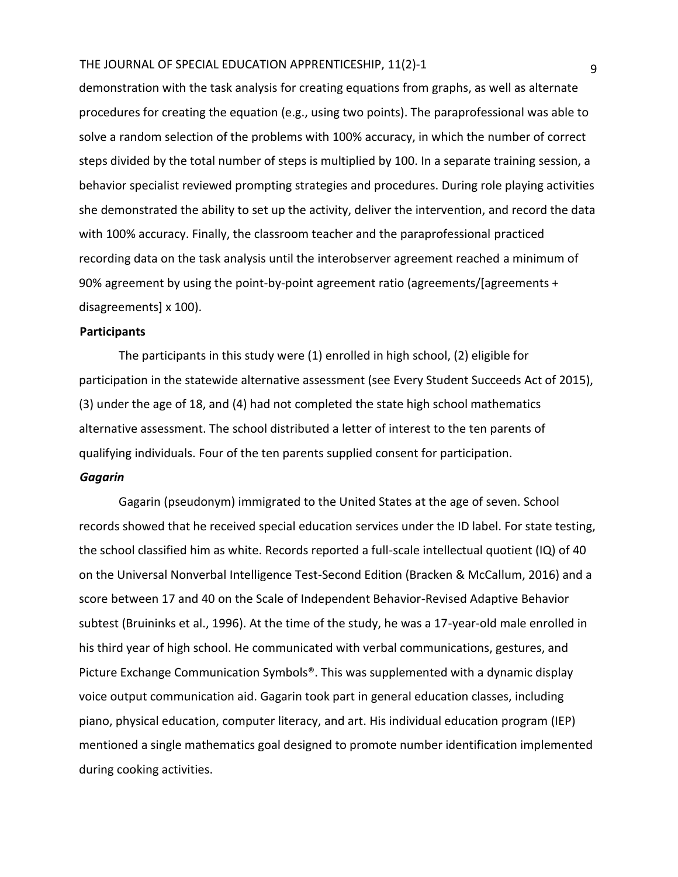demonstration with the task analysis for creating equations from graphs, as well as alternate procedures for creating the equation (e.g., using two points). The paraprofessional was able to solve a random selection of the problems with 100% accuracy, in which the number of correct steps divided by the total number of steps is multiplied by 100. In a separate training session, a behavior specialist reviewed prompting strategies and procedures. During role playing activities she demonstrated the ability to set up the activity, deliver the intervention, and record the data with 100% accuracy. Finally, the classroom teacher and the paraprofessional practiced recording data on the task analysis until the interobserver agreement reached a minimum of 90% agreement by using the point-by-point agreement ratio (agreements/[agreements + disagreements] x 100).

### Participants

The participants in this study were (1) enrolled in high school, (2) eligible for participation in the statewide alternative assessment (see Every Student Succeeds Act of 2015), (3) under the age of 18, and (4) had not completed the state high school mathematics alternative assessment. The school distributed a letter of interest to the ten parents of qualifying individuals. Four of the ten parents supplied consent for participation.

#### *Gagarin*

Gagarin (pseudonym) immigrated to the United States at the age of seven. School records showed that he received special education services under the ID label. For state testing, the school classified him as white. Records reported a full-scale intellectual quotient (IQ) of 40 on the Universal Nonverbal Intelligence Test-Second Edition (Bracken & McCallum, 2016) and a score between 17 and 40 on the Scale of Independent Behavior-Revised Adaptive Behavior subtest (Bruininks et al., 1996). At the time of the study, he was a 17-year-old male enrolled in his third year of high school. He communicated with verbal communications, gestures, and Picture Exchange Communication Symbols®. This was supplemented with a dynamic display voice output communication aid. Gagarin took part in general education classes, including piano, physical education, computer literacy, and art. His individual education program (IEP) mentioned a single mathematics goal designed to promote number identification implemented during cooking activities.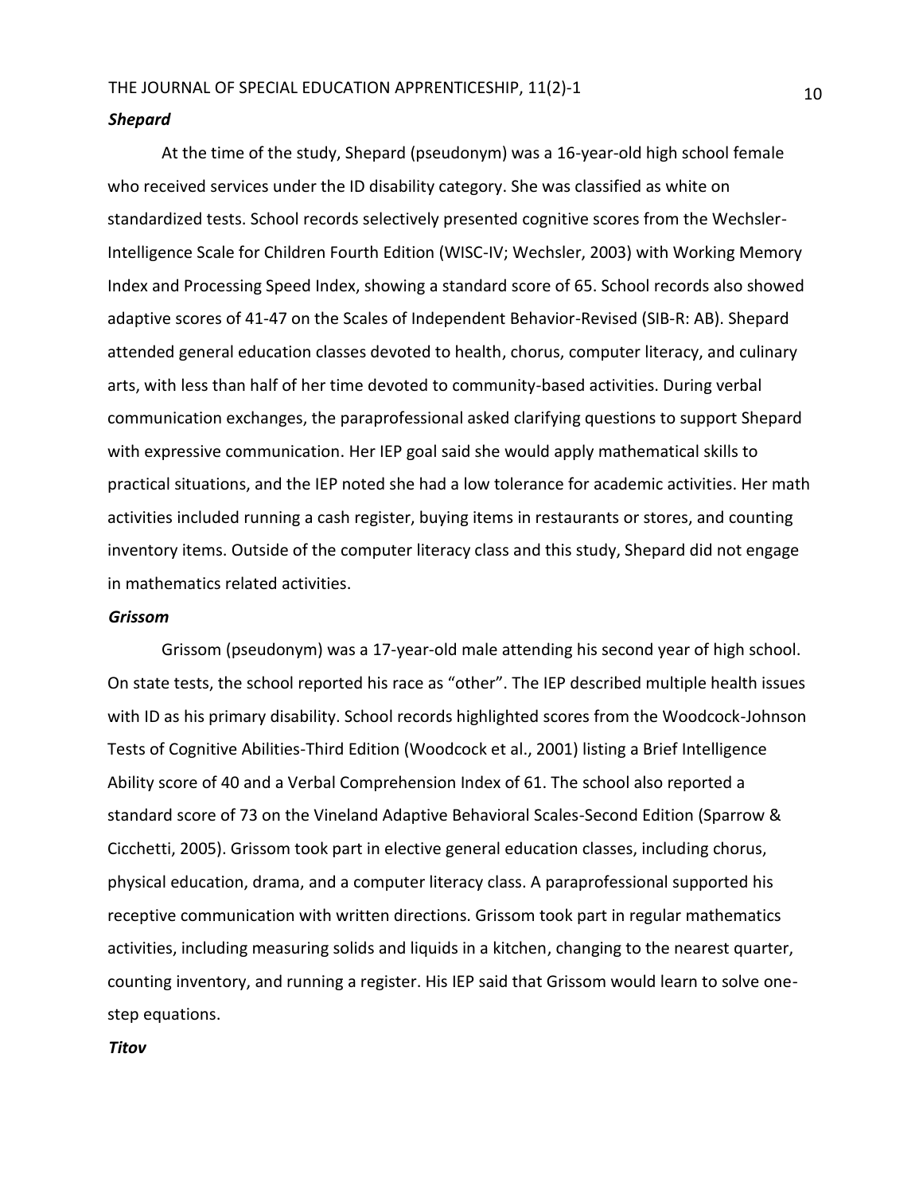### *Shepard*

At the time of the study, Shepard (pseudonym) was a 16-year-old high school female who received services under the ID disability category. She was classified as white on standardized tests. School records selectively presented cognitive scores from the Wechsler-Intelligence Scale for Children Fourth Edition (WISC-IV; Wechsler, 2003) with Working Memory Index and Processing Speed Index, showing a standard score of 65. School records also showed adaptive scores of 41-47 on the Scales of Independent Behavior-Revised (SIB-R: AB). Shepard attended general education classes devoted to health, chorus, computer literacy, and culinary arts, with less than half of her time devoted to community-based activities. During verbal communication exchanges, the paraprofessional asked clarifying questions to support Shepard with expressive communication. Her IEP goal said she would apply mathematical skills to practical situations, and the IEP noted she had a low tolerance for academic activities. Her math activities included running a cash register, buying items in restaurants or stores, and counting inventory items. Outside of the computer literacy class and this study, Shepard did not engage in mathematics related activities.

### *Grissom*

Grissom (pseudonym) was a 17-year-old male attending his second year of high school. On state tests, the school reported his race as "other". The IEP described multiple health issues with ID as his primary disability. School records highlighted scores from the Woodcock-Johnson Tests of Cognitive Abilities-Third Edition (Woodcock et al., 2001) listing a Brief Intelligence Ability score of 40 and a Verbal Comprehension Index of 61. The school also reported a standard score of 73 on the Vineland Adaptive Behavioral Scales-Second Edition (Sparrow & Cicchetti, 2005). Grissom took part in elective general education classes, including chorus, physical education, drama, and a computer literacy class. A paraprofessional supported his receptive communication with written directions. Grissom took part in regular mathematics activities, including measuring solids and liquids in a kitchen, changing to the nearest quarter, counting inventory, and running a register. His IEP said that Grissom would learn to solve one-step equations.

### *Titov*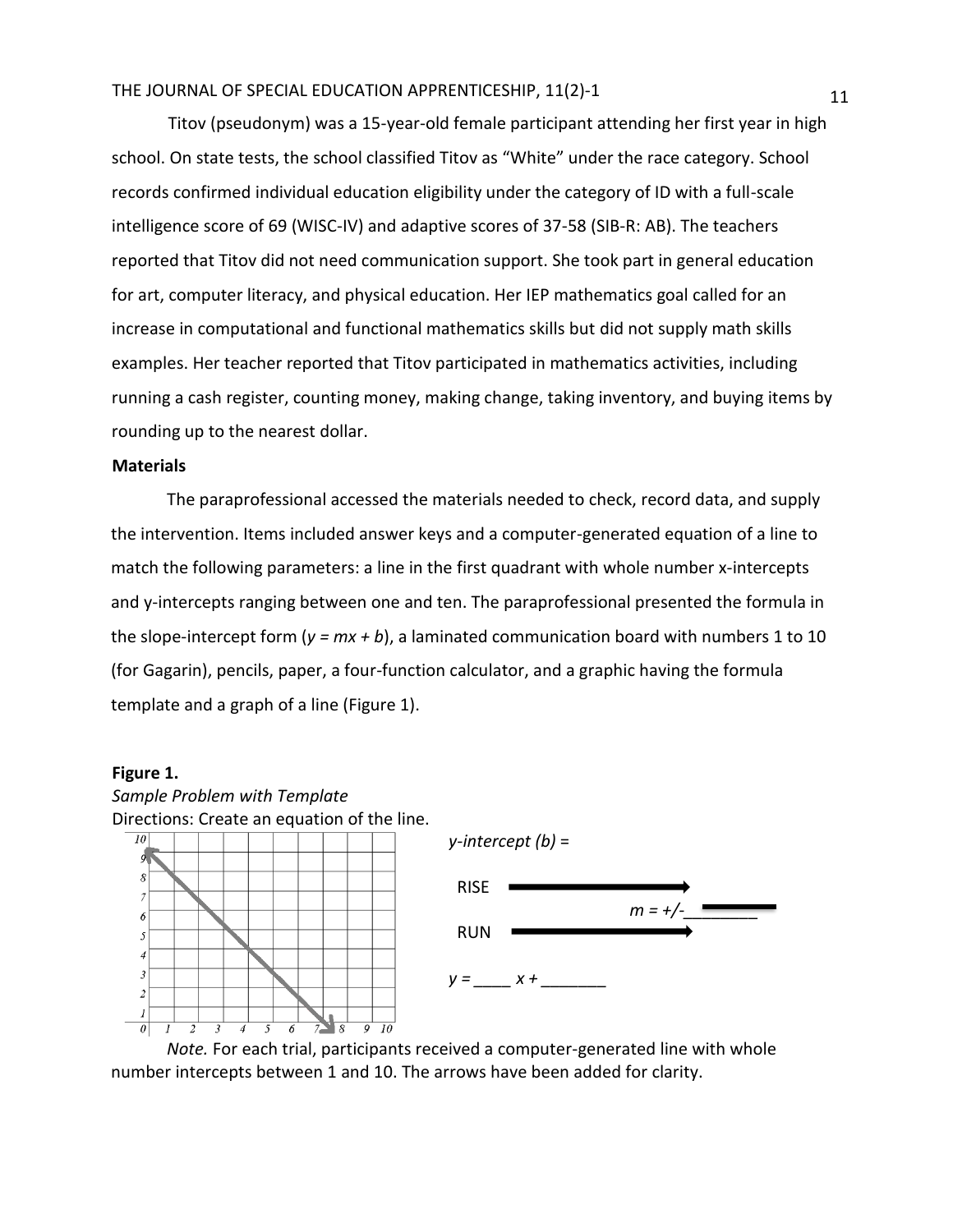Titov (pseudonym) was a 15-year-old female participant attending her first year in high school. On state tests, the school classified Titov as "White" under the race category. School records confirmed individual education eligibility under the category of ID with a full-scale intelligence score of 69 (WISC-IV) and adaptive scores of 37-58 (SIB-R: AB). The teachers reported that Titov did not need communication support. She took part in general education for art, computer literacy, and physical education. Her IEP mathematics goal called for an increase in computational and functional mathematics skills but did not supply math skills examples. Her teacher reported that Titov participated in mathematics activities, including running a cash register, counting money, making change, taking inventory, and buying items by rounding up to the nearest dollar.

### Materials

The paraprofessional accessed the materials needed to check, record data, and supply the intervention. Items included answer keys and a computer-generated equation of a line to match the following parameters: a line in the first quadrant with whole number x-intercepts and y-intercepts ranging between one and ten. The paraprofessional presented the formula in the slope-intercept form ($y = mx + b$), a laminated communication board with numbers 1 to 10 (for Gagarin), pencils, paper, a four-function calculator, and a graphic having the formula template and a graph of a line (Figure 1).

**Figure 1.**

*Sample Problem with Template*

Directions: Create an equation of the line.

*y-intercept (b)* =

RISE

*m* = +/-

RUN

*y* = ____ *x* + _______

*Note.* For each trial, participants received a computer-generated line with whole number intercepts between 1 and 10. The arrows have been added for clarity.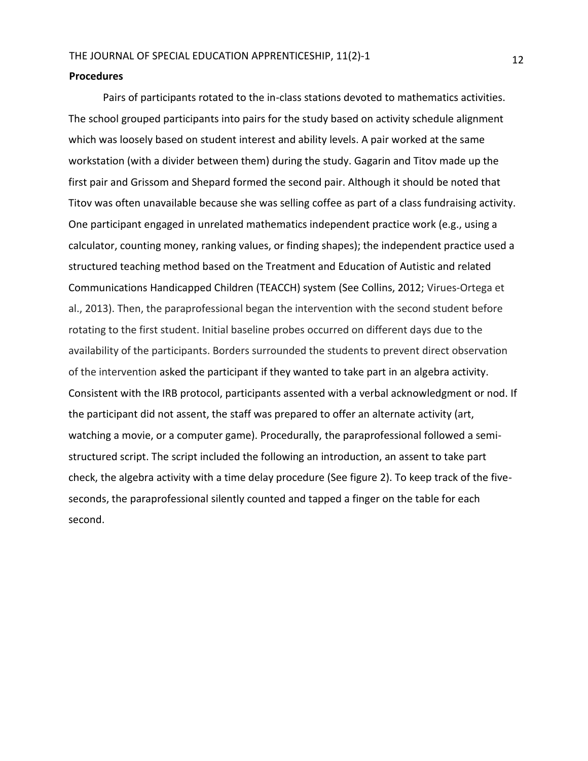**Procedures**

Pairs of participants rotated to the in-class stations devoted to mathematics activities. The school grouped participants into pairs for the study based on activity schedule alignment which was loosely based on student interest and ability levels. A pair worked at the same workstation (with a divider between them) during the study. Gagarin and Titov made up the first pair and Grissom and Shepard formed the second pair. Although it should be noted that Titov was often unavailable because she was selling coffee as part of a class fundraising activity. One participant engaged in unrelated mathematics independent practice work (e.g., using a calculator, counting money, ranking values, or finding shapes); the independent practice used a structured teaching method based on the Treatment and Education of Autistic and related Communications Handicapped Children (TEACCH) system (See Collins, 2012; Virues-Ortega et al., 2013). Then, the paraprofessional began the intervention with the second student before rotating to the first student. Initial baseline probes occurred on different days due to the availability of the participants. Borders surrounded the students to prevent direct observation of the intervention asked the participant if they wanted to take part in an algebra activity. Consistent with the IRB protocol, participants assented with a verbal acknowledgment or nod. If the participant did not assent, the staff was prepared to offer an alternate activity (art, watching a movie, or a computer game). Procedurally, the paraprofessional followed a semi-structured script. The script included the following an introduction, an assent to take part check, the algebra activity with a time delay procedure (See figure 2). To keep track of the five-seconds, the paraprofessional silently counted and tapped a finger on the table for each second.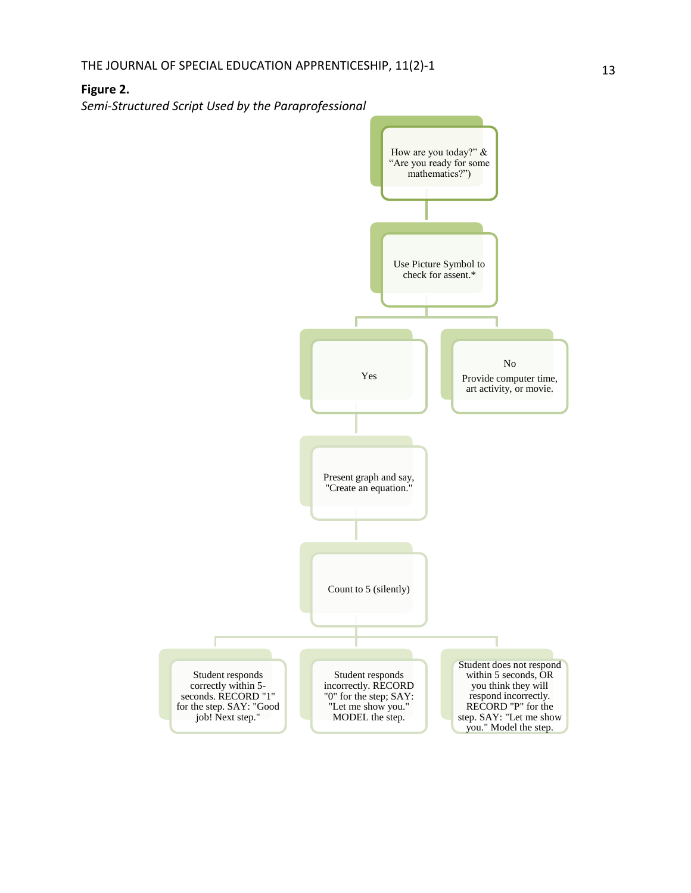**Figure 2.**

*Semi-Structured Script Used by the Paraprofessional*

How are you today?" & "Are you ready for some mathematics?")

Use Picture Symbol to check for assent.*

Yes

No

Provide computer time, art activity, or movie.

Present graph and say, "Create an equation."

Count to 5 (silently)

Student responds correctly within 5-seconds. RECORD "1" for the step. SAY: "Good job! Next step."

Student responds incorrectly. RECORD "0" for the step; SAY: "Let me show you." MODEL the step.

Student does not respond within 5 seconds, OR you think they will respond incorrectly. RECORD "P" for the step. SAY: "Let me show you." Model the step.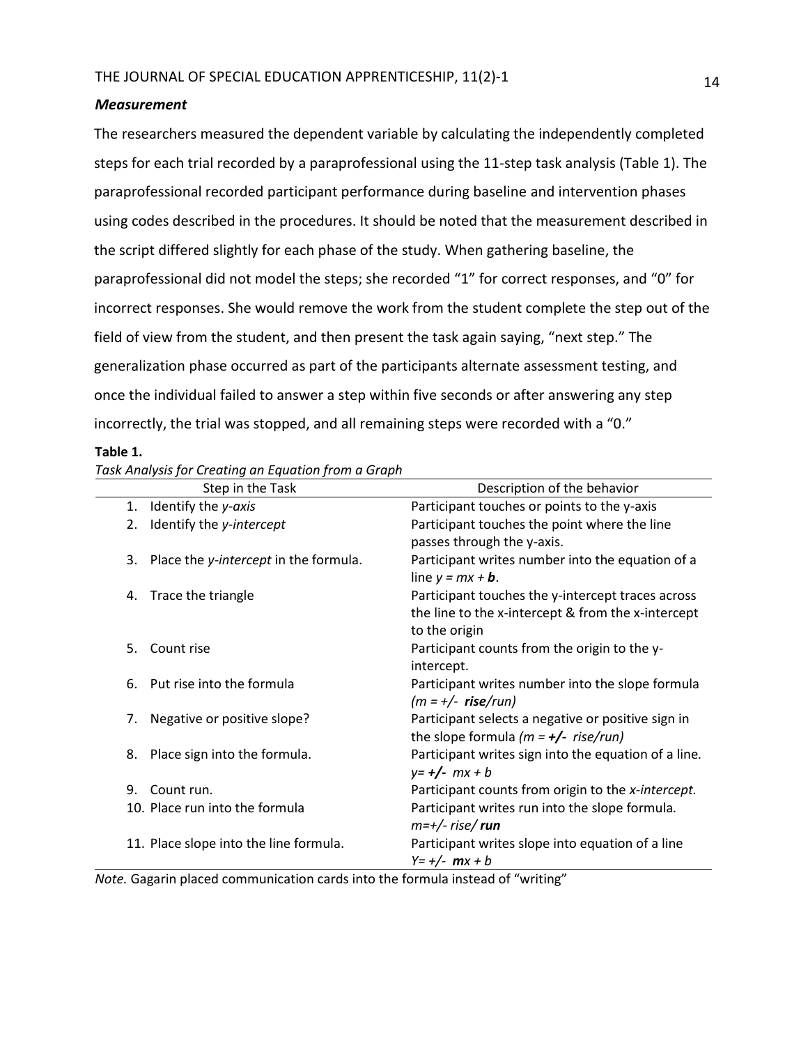### *Measurement*

The researchers measured the dependent variable by calculating the independently completed steps for each trial recorded by a paraprofessional using the 11-step task analysis (Table 1). The paraprofessional recorded participant performance during baseline and intervention phases using codes described in the procedures. It should be noted that the measurement described in the script differed slightly for each phase of the study. When gathering baseline, the paraprofessional did not model the steps; she recorded "1" for correct responses, and "0" for incorrect responses. She would remove the work from the student complete the step out of the field of view from the student, and then present the task again saying, "next step." The generalization phase occurred as part of the participants alternate assessment testing, and once the individual failed to answer a step within five seconds or after answering any step incorrectly, the trial was stopped, and all remaining steps were recorded with a "0."

**Table 1.**

*Task Analysis for Creating an Equation from a Graph*

| Step in the Task | Description of the behavior |
|---|---|
| 1. Identify the *y-axis* | Participant touches or points to the y-axis |
| 2. Identify the *y-intercept* | Participant touches the point where the line passes through the y-axis. |
| 3. Place the *y-intercept* in the formula. | Participant writes number into the equation of a line $y = mx + \mathbf{b}$. |
| 4. Trace the triangle | Participant touches the y-intercept traces across the line to the x-intercept & from the x-intercept to the origin |
| 5. Count rise | Participant counts from the origin to the y-intercept. |
| 6. Put rise into the formula | Participant writes number into the slope formula $(m = +/- \ \mathbf{rise}/run)$ |
| 7. Negative or positive slope? | Participant selects a negative or positive sign in the slope formula $(m = \mathbf{+/-} \ rise/run)$ |
| 8. Place sign into the formula. | Participant writes sign into the equation of a line. $y = \mathbf{+/-} \ mx + b$ |
| 9. Count run. | Participant counts from origin to the *x-intercept.* |
| 10. Place run into the formula | Participant writes run into the slope formula. $m=+/- \ rise/\mathbf{run}$ |
| 11. Place slope into the line formula. | Participant writes slope into equation of a line $Y= +/- \ \mathbf{m}x + b$ |

*Note.* Gagarin placed communication cards into the formula instead of "writing"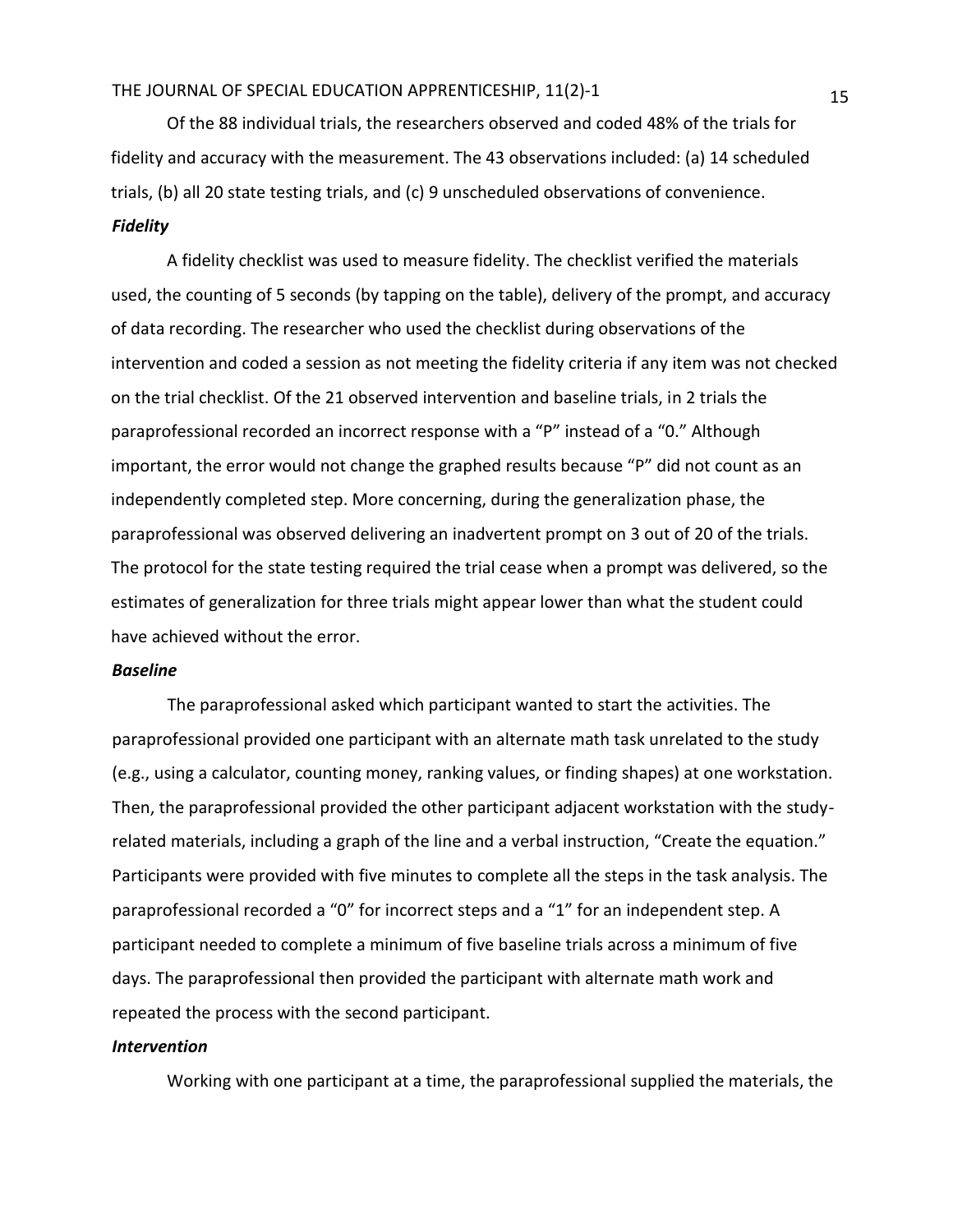Of the 88 individual trials, the researchers observed and coded 48% of the trials for fidelity and accuracy with the measurement. The 43 observations included: (a) 14 scheduled trials, (b) all 20 state testing trials, and (c) 9 unscheduled observations of convenience.

***Fidelity***

A fidelity checklist was used to measure fidelity. The checklist verified the materials used, the counting of 5 seconds (by tapping on the table), delivery of the prompt, and accuracy of data recording. The researcher who used the checklist during observations of the intervention and coded a session as not meeting the fidelity criteria if any item was not checked on the trial checklist. Of the 21 observed intervention and baseline trials, in 2 trials the paraprofessional recorded an incorrect response with a "P" instead of a "0." Although important, the error would not change the graphed results because "P" did not count as an independently completed step. More concerning, during the generalization phase, the paraprofessional was observed delivering an inadvertent prompt on 3 out of 20 of the trials. The protocol for the state testing required the trial cease when a prompt was delivered, so the estimates of generalization for three trials might appear lower than what the student could have achieved without the error.

***Baseline***

The paraprofessional asked which participant wanted to start the activities. The paraprofessional provided one participant with an alternate math task unrelated to the study (e.g., using a calculator, counting money, ranking values, or finding shapes) at one workstation. Then, the paraprofessional provided the other participant adjacent workstation with the study-related materials, including a graph of the line and a verbal instruction, "Create the equation." Participants were provided with five minutes to complete all the steps in the task analysis. The paraprofessional recorded a "0" for incorrect steps and a "1" for an independent step. A participant needed to complete a minimum of five baseline trials across a minimum of five days. The paraprofessional then provided the participant with alternate math work and repeated the process with the second participant.

***Intervention***

Working with one participant at a time, the paraprofessional supplied the materials, the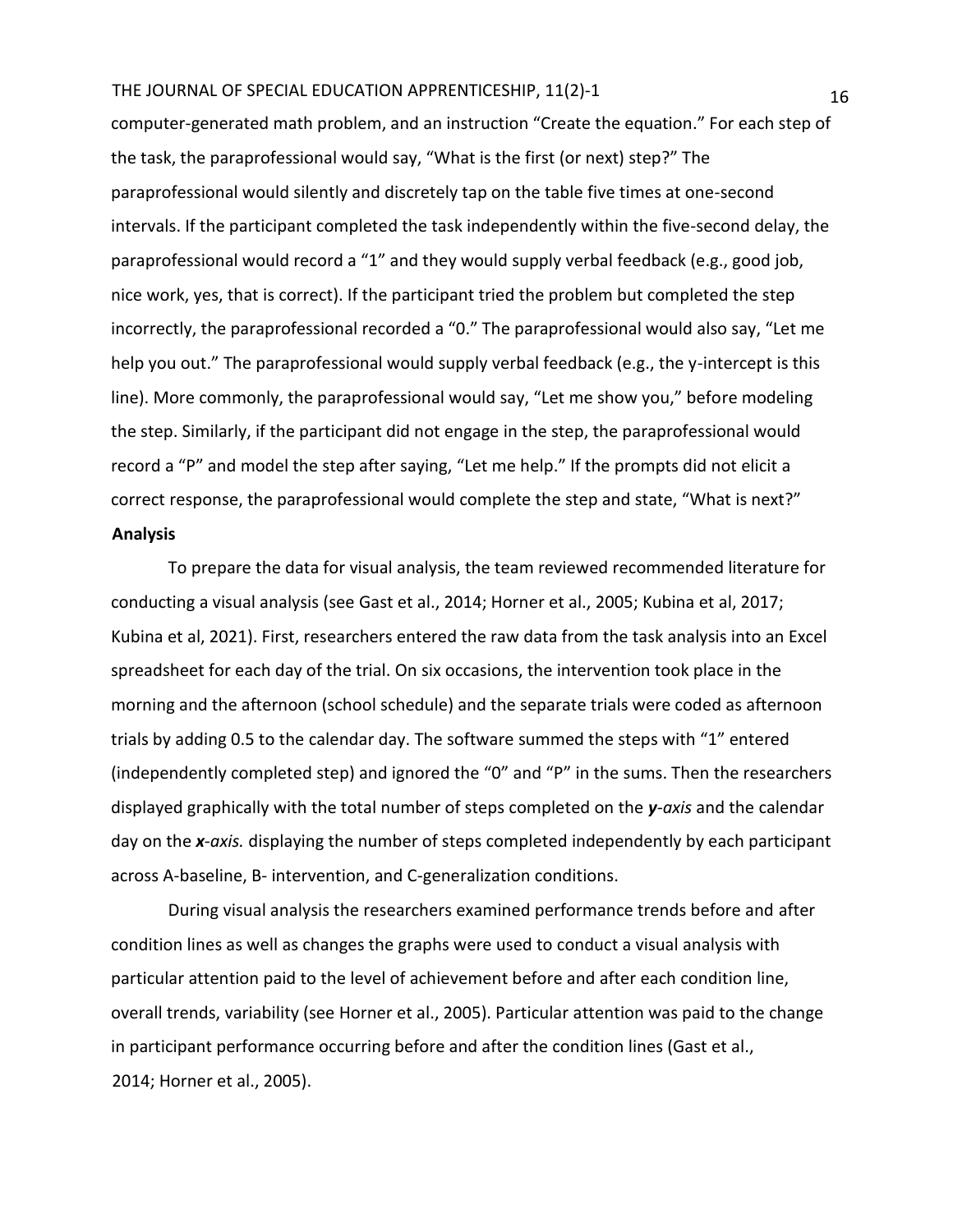computer-generated math problem, and an instruction "Create the equation." For each step of the task, the paraprofessional would say, "What is the first (or next) step?" The paraprofessional would silently and discretely tap on the table five times at one-second intervals. If the participant completed the task independently within the five-second delay, the paraprofessional would record a "1" and they would supply verbal feedback (e.g., good job, nice work, yes, that is correct). If the participant tried the problem but completed the step incorrectly, the paraprofessional recorded a "0." The paraprofessional would also say, "Let me help you out." The paraprofessional would supply verbal feedback (e.g., the y-intercept is this line). More commonly, the paraprofessional would say, "Let me show you," before modeling the step. Similarly, if the participant did not engage in the step, the paraprofessional would record a "P" and model the step after saying, "Let me help." If the prompts did not elicit a correct response, the paraprofessional would complete the step and state, "What is next?"

### Analysis

To prepare the data for visual analysis, the team reviewed recommended literature for conducting a visual analysis (see Gast et al., 2014; Horner et al., 2005; Kubina et al, 2017; Kubina et al, 2021). First, researchers entered the raw data from the task analysis into an Excel spreadsheet for each day of the trial. On six occasions, the intervention took place in the morning and the afternoon (school schedule) and the separate trials were coded as afternoon trials by adding 0.5 to the calendar day. The software summed the steps with "1" entered (independently completed step) and ignored the "0" and "P" in the sums. Then the researchers displayed graphically with the total number of steps completed on the ***y****-axis* and the calendar day on the ***x****-axis.* displaying the number of steps completed independently by each participant across A-baseline, B- intervention, and C-generalization conditions.

During visual analysis the researchers examined performance trends before and after condition lines as well as changes the graphs were used to conduct a visual analysis with particular attention paid to the level of achievement before and after each condition line, overall trends, variability (see Horner et al., 2005). Particular attention was paid to the change in participant performance occurring before and after the condition lines (Gast et al., 2014; Horner et al., 2005).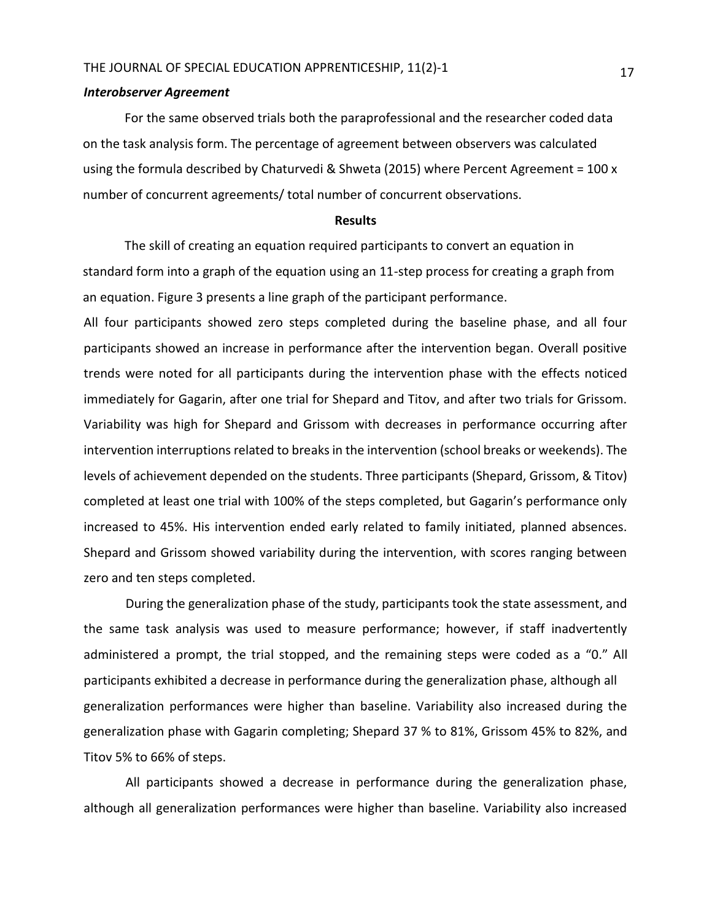### *Interobserver Agreement*

For the same observed trials both the paraprofessional and the researcher coded data on the task analysis form. The percentage of agreement between observers was calculated using the formula described by Chaturvedi & Shweta (2015) where Percent Agreement = 100 x number of concurrent agreements/ total number of concurrent observations.

## Results

The skill of creating an equation required participants to convert an equation in standard form into a graph of the equation using an 11-step process for creating a graph from an equation. Figure 3 presents a line graph of the participant performance.

All four participants showed zero steps completed during the baseline phase, and all four participants showed an increase in performance after the intervention began. Overall positive trends were noted for all participants during the intervention phase with the effects noticed immediately for Gagarin, after one trial for Shepard and Titov, and after two trials for Grissom. Variability was high for Shepard and Grissom with decreases in performance occurring after intervention interruptions related to breaks in the intervention (school breaks or weekends). The levels of achievement depended on the students. Three participants (Shepard, Grissom, & Titov) completed at least one trial with 100% of the steps completed, but Gagarin's performance only increased to 45%. His intervention ended early related to family initiated, planned absences. Shepard and Grissom showed variability during the intervention, with scores ranging between zero and ten steps completed.

During the generalization phase of the study, participants took the state assessment, and the same task analysis was used to measure performance; however, if staff inadvertently administered a prompt, the trial stopped, and the remaining steps were coded as a "0." All participants exhibited a decrease in performance during the generalization phase, although all generalization performances were higher than baseline. Variability also increased during the generalization phase with Gagarin completing; Shepard 37 % to 81%, Grissom 45% to 82%, and Titov 5% to 66% of steps.

All participants showed a decrease in performance during the generalization phase, although all generalization performances were higher than baseline. Variability also increased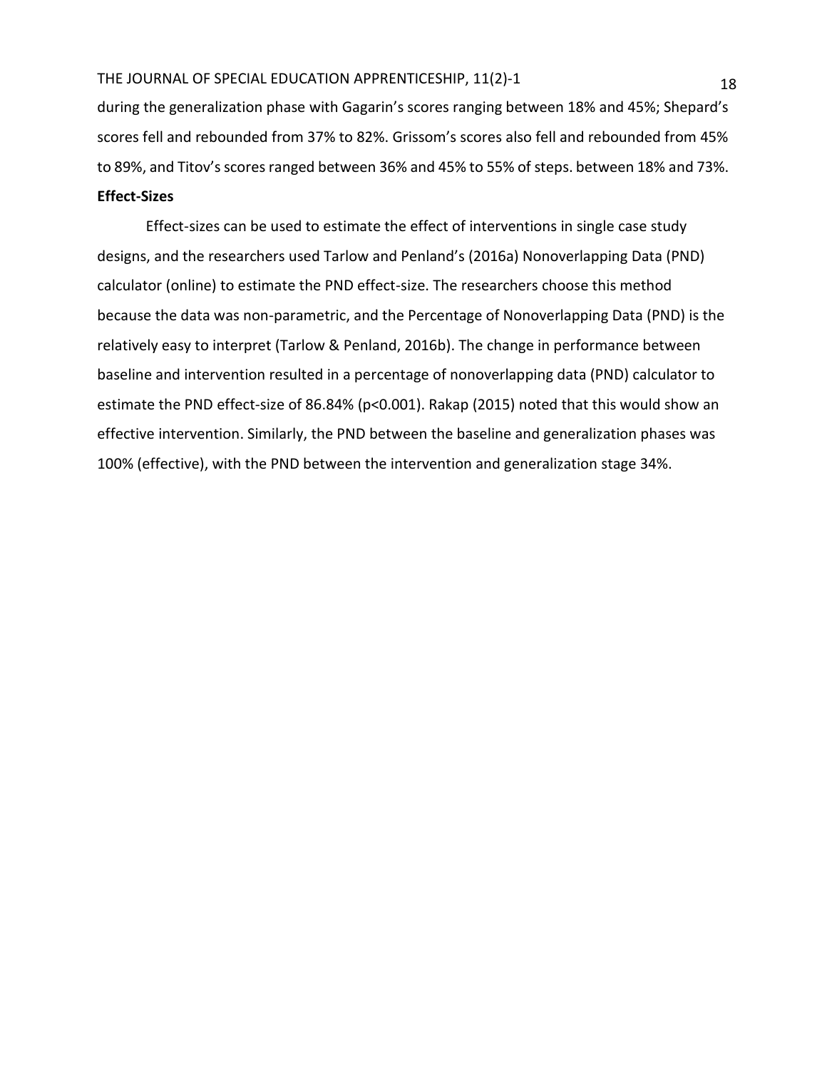during the generalization phase with Gagarin's scores ranging between 18% and 45%; Shepard's scores fell and rebounded from 37% to 82%. Grissom's scores also fell and rebounded from 45% to 89%, and Titov's scores ranged between 36% and 45% to 55% of steps. between 18% and 73%.

**Effect-Sizes**

Effect-sizes can be used to estimate the effect of interventions in single case study designs, and the researchers used Tarlow and Penland's (2016a) Nonoverlapping Data (PND) calculator (online) to estimate the PND effect-size. The researchers choose this method because the data was non-parametric, and the Percentage of Nonoverlapping Data (PND) is the relatively easy to interpret (Tarlow & Penland, 2016b). The change in performance between baseline and intervention resulted in a percentage of nonoverlapping data (PND) calculator to estimate the PND effect-size of 86.84% ($p<0.001$). Rakap (2015) noted that this would show an effective intervention. Similarly, the PND between the baseline and generalization phases was 100% (effective), with the PND between the intervention and generalization stage 34%.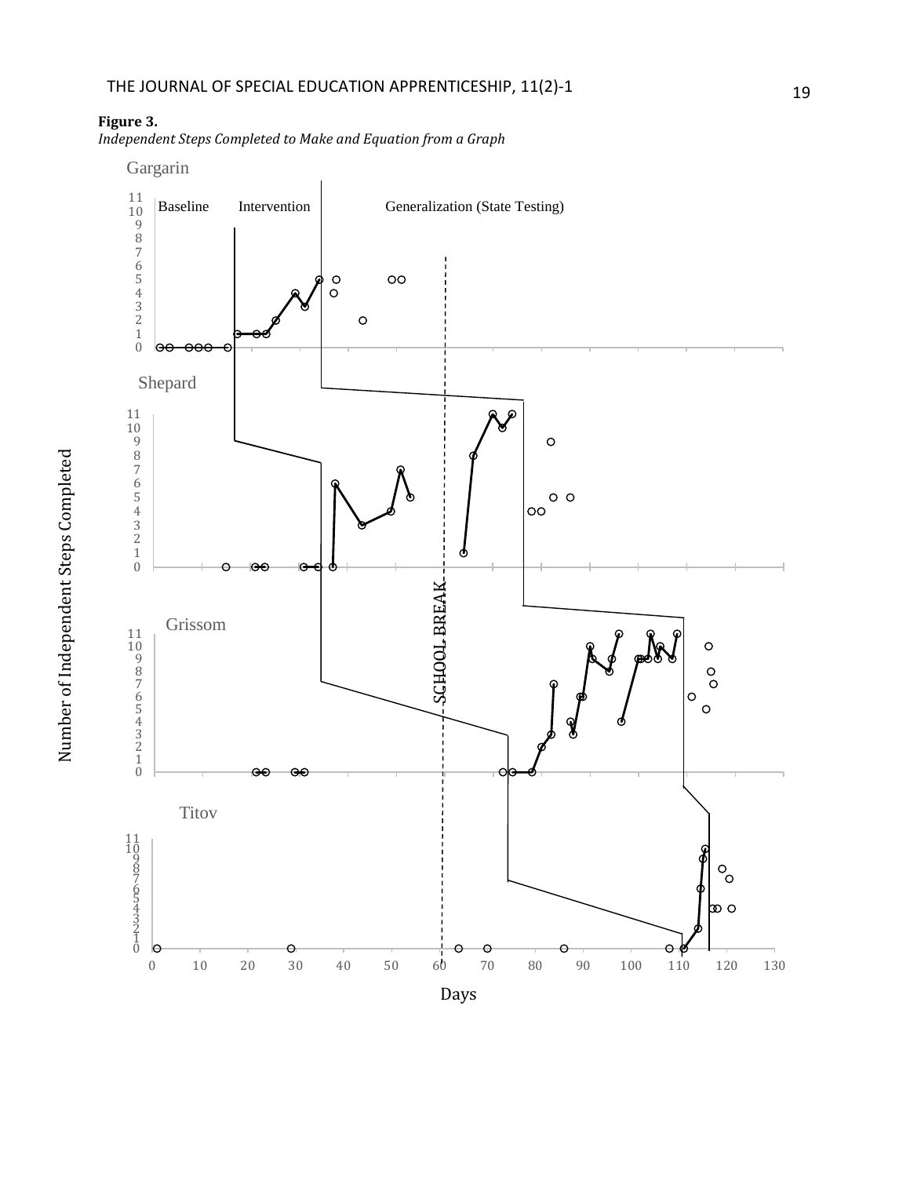**Figure 3.**

*Independent Steps Completed to Make and Equation from a Graph*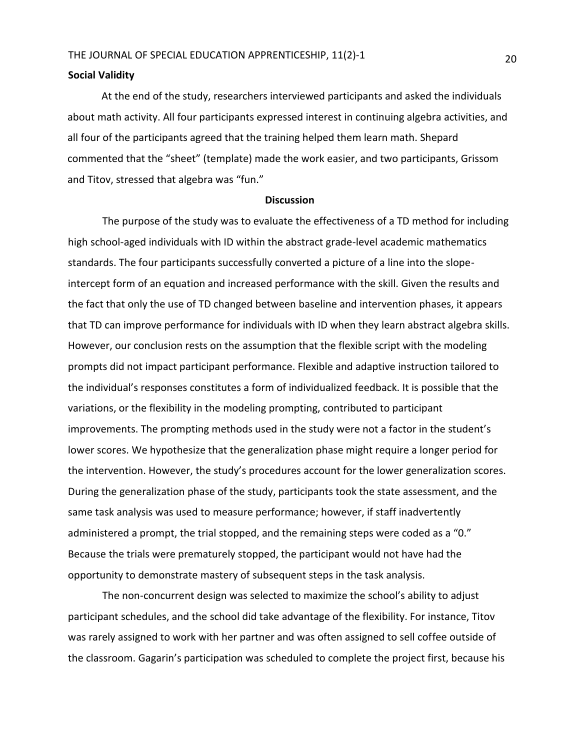### Social Validity

At the end of the study, researchers interviewed participants and asked the individuals about math activity. All four participants expressed interest in continuing algebra activities, and all four of the participants agreed that the training helped them learn math. Shepard commented that the "sheet" (template) made the work easier, and two participants, Grissom and Titov, stressed that algebra was "fun."

## Discussion

The purpose of the study was to evaluate the effectiveness of a TD method for including high school-aged individuals with ID within the abstract grade-level academic mathematics standards. The four participants successfully converted a picture of a line into the slope-intercept form of an equation and increased performance with the skill. Given the results and the fact that only the use of TD changed between baseline and intervention phases, it appears that TD can improve performance for individuals with ID when they learn abstract algebra skills. However, our conclusion rests on the assumption that the flexible script with the modeling prompts did not impact participant performance. Flexible and adaptive instruction tailored to the individual's responses constitutes a form of individualized feedback. It is possible that the variations, or the flexibility in the modeling prompting, contributed to participant improvements. The prompting methods used in the study were not a factor in the student's lower scores. We hypothesize that the generalization phase might require a longer period for the intervention. However, the study's procedures account for the lower generalization scores. During the generalization phase of the study, participants took the state assessment, and the same task analysis was used to measure performance; however, if staff inadvertently administered a prompt, the trial stopped, and the remaining steps were coded as a "0." Because the trials were prematurely stopped, the participant would not have had the opportunity to demonstrate mastery of subsequent steps in the task analysis.

The non-concurrent design was selected to maximize the school's ability to adjust participant schedules, and the school did take advantage of the flexibility. For instance, Titov was rarely assigned to work with her partner and was often assigned to sell coffee outside of the classroom. Gagarin's participation was scheduled to complete the project first, because his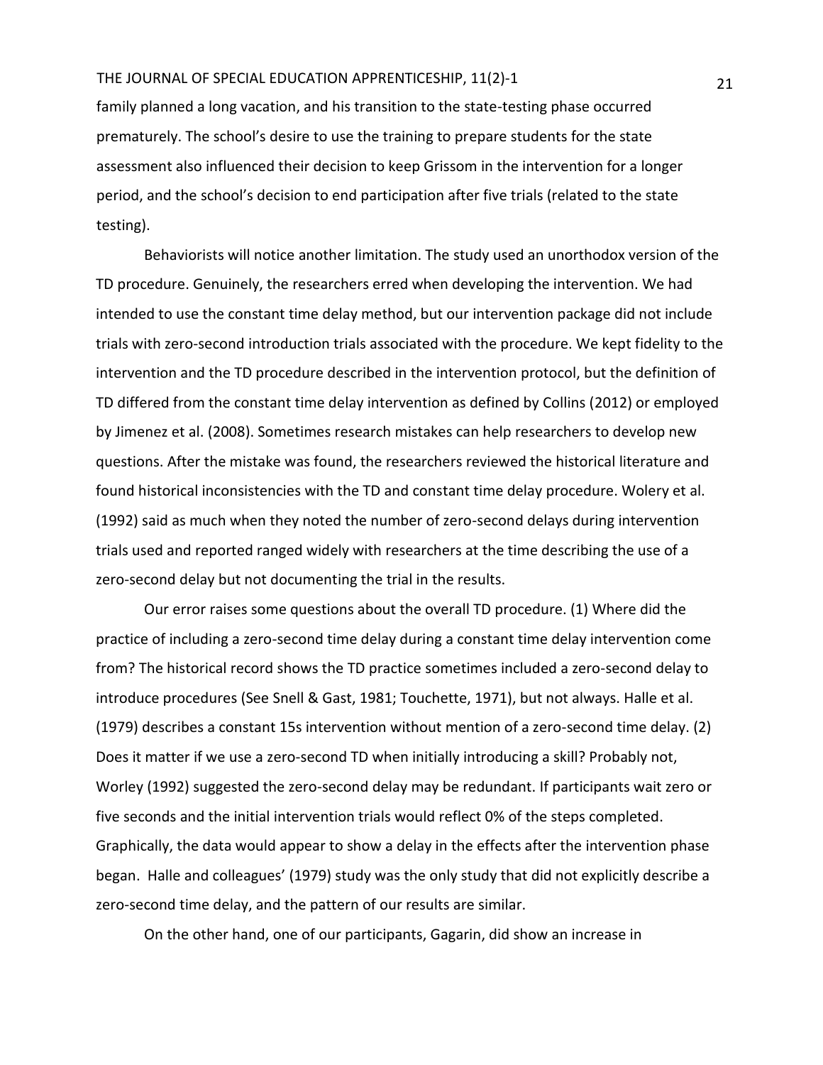family planned a long vacation, and his transition to the state-testing phase occurred prematurely. The school's desire to use the training to prepare students for the state assessment also influenced their decision to keep Grissom in the intervention for a longer period, and the school's decision to end participation after five trials (related to the state testing).

Behaviorists will notice another limitation. The study used an unorthodox version of the TD procedure. Genuinely, the researchers erred when developing the intervention. We had intended to use the constant time delay method, but our intervention package did not include trials with zero-second introduction trials associated with the procedure. We kept fidelity to the intervention and the TD procedure described in the intervention protocol, but the definition of TD differed from the constant time delay intervention as defined by Collins (2012) or employed by Jimenez et al. (2008). Sometimes research mistakes can help researchers to develop new questions. After the mistake was found, the researchers reviewed the historical literature and found historical inconsistencies with the TD and constant time delay procedure. Wolery et al. (1992) said as much when they noted the number of zero-second delays during intervention trials used and reported ranged widely with researchers at the time describing the use of a zero-second delay but not documenting the trial in the results.

Our error raises some questions about the overall TD procedure. (1) Where did the practice of including a zero-second time delay during a constant time delay intervention come from? The historical record shows the TD practice sometimes included a zero-second delay to introduce procedures (See Snell & Gast, 1981; Touchette, 1971), but not always. Halle et al. (1979) describes a constant 15s intervention without mention of a zero-second time delay. (2) Does it matter if we use a zero-second TD when initially introducing a skill? Probably not, Worley (1992) suggested the zero-second delay may be redundant. If participants wait zero or five seconds and the initial intervention trials would reflect 0% of the steps completed. Graphically, the data would appear to show a delay in the effects after the intervention phase began. Halle and colleagues' (1979) study was the only study that did not explicitly describe a zero-second time delay, and the pattern of our results are similar.

On the other hand, one of our participants, Gagarin, did show an increase in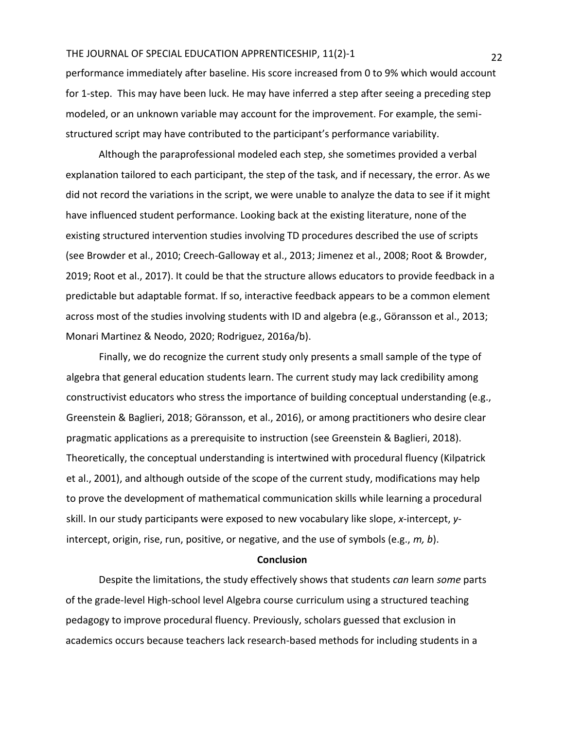performance immediately after baseline. His score increased from 0 to 9% which would account for 1-step. This may have been luck. He may have inferred a step after seeing a preceding step modeled, or an unknown variable may account for the improvement. For example, the semi-structured script may have contributed to the participant's performance variability.

Although the paraprofessional modeled each step, she sometimes provided a verbal explanation tailored to each participant, the step of the task, and if necessary, the error. As we did not record the variations in the script, we were unable to analyze the data to see if it might have influenced student performance. Looking back at the existing literature, none of the existing structured intervention studies involving TD procedures described the use of scripts (see Browder et al., 2010; Creech-Galloway et al., 2013; Jimenez et al., 2008; Root & Browder, 2019; Root et al., 2017). It could be that the structure allows educators to provide feedback in a predictable but adaptable format. If so, interactive feedback appears to be a common element across most of the studies involving students with ID and algebra (e.g., Göransson et al., 2013; Monari Martinez & Neodo, 2020; Rodriguez, 2016a/b).

Finally, we do recognize the current study only presents a small sample of the type of algebra that general education students learn. The current study may lack credibility among constructivist educators who stress the importance of building conceptual understanding (e.g., Greenstein & Baglieri, 2018; Göransson, et al., 2016), or among practitioners who desire clear pragmatic applications as a prerequisite to instruction (see Greenstein & Baglieri, 2018). Theoretically, the conceptual understanding is intertwined with procedural fluency (Kilpatrick et al., 2001), and although outside of the scope of the current study, modifications may help to prove the development of mathematical communication skills while learning a procedural skill. In our study participants were exposed to new vocabulary like slope, *x*-intercept, *y*-intercept, origin, rise, run, positive, or negative, and the use of symbols (e.g., *m, b*).

## Conclusion

Despite the limitations, the study effectively shows that students *can* learn *some* parts of the grade-level High-school level Algebra course curriculum using a structured teaching pedagogy to improve procedural fluency. Previously, scholars guessed that exclusion in academics occurs because teachers lack research-based methods for including students in a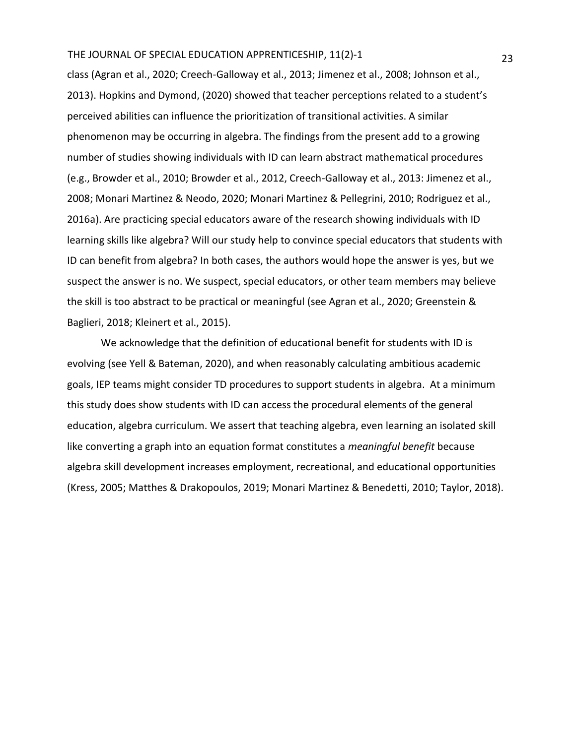class (Agran et al., 2020; Creech-Galloway et al., 2013; Jimenez et al., 2008; Johnson et al., 2013). Hopkins and Dymond, (2020) showed that teacher perceptions related to a student's perceived abilities can influence the prioritization of transitional activities. A similar phenomenon may be occurring in algebra. The findings from the present add to a growing number of studies showing individuals with ID can learn abstract mathematical procedures (e.g., Browder et al., 2010; Browder et al., 2012, Creech-Galloway et al., 2013: Jimenez et al., 2008; Monari Martinez & Neodo, 2020; Monari Martinez & Pellegrini, 2010; Rodriguez et al., 2016a). Are practicing special educators aware of the research showing individuals with ID learning skills like algebra? Will our study help to convince special educators that students with ID can benefit from algebra? In both cases, the authors would hope the answer is yes, but we suspect the answer is no. We suspect, special educators, or other team members may believe the skill is too abstract to be practical or meaningful (see Agran et al., 2020; Greenstein & Baglieri, 2018; Kleinert et al., 2015).

We acknowledge that the definition of educational benefit for students with ID is evolving (see Yell & Bateman, 2020), and when reasonably calculating ambitious academic goals, IEP teams might consider TD procedures to support students in algebra. At a minimum this study does show students with ID can access the procedural elements of the general education, algebra curriculum. We assert that teaching algebra, even learning an isolated skill like converting a graph into an equation format constitutes a *meaningful benefit* because algebra skill development increases employment, recreational, and educational opportunities (Kress, 2005; Matthes & Drakopoulos, 2019; Monari Martinez & Benedetti, 2010; Taylor, 2018).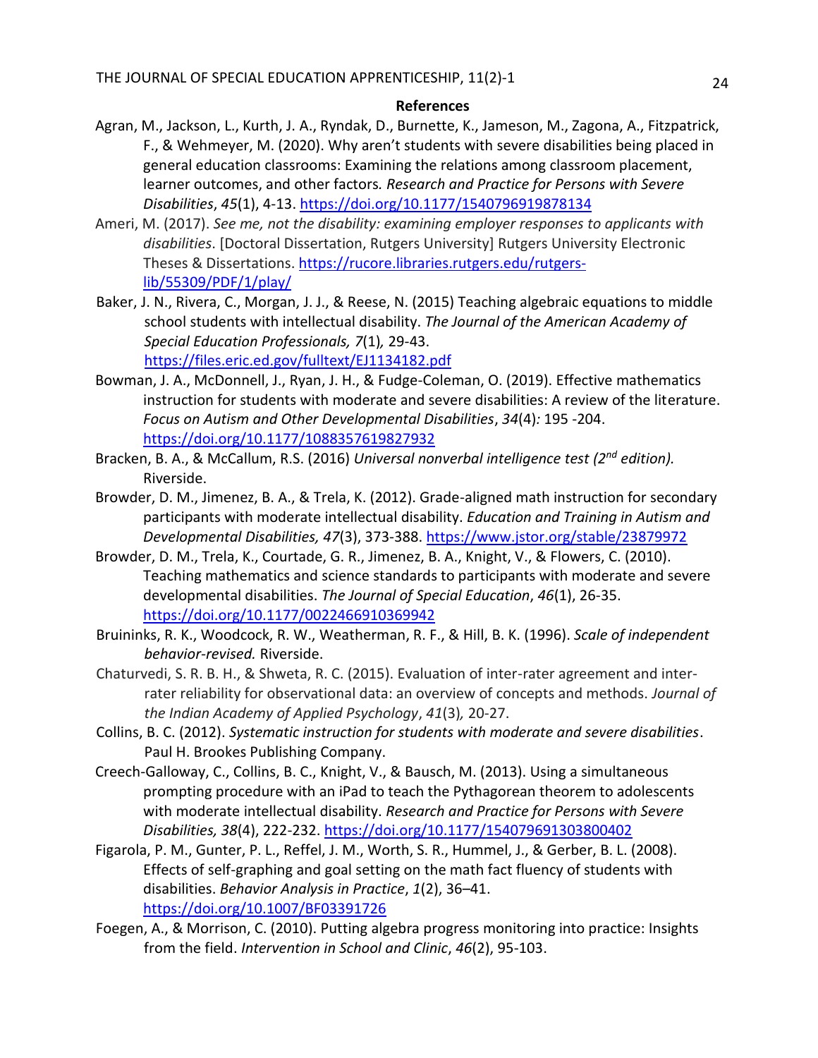## References

Agran, M., Jackson, L., Kurth, J. A., Ryndak, D., Burnette, K., Jameson, M., Zagona, A., Fitzpatrick, F., & Wehmeyer, M. (2020). Why aren't students with severe disabilities being placed in general education classrooms: Examining the relations among classroom placement, learner outcomes, and other factors. *Research and Practice for Persons with Severe Disabilities*, *45*(1), 4-13. https://doi.org/10.1177/1540796919878134

Ameri, M. (2017). *See me, not the disability: examining employer responses to applicants with disabilities*. [Doctoral Dissertation, Rutgers University] Rutgers University Electronic Theses & Dissertations. https://rucore.libraries.rutgers.edu/rutgers-lib/55309/PDF/1/play/

Baker, J. N., Rivera, C., Morgan, J. J., & Reese, N. (2015) Teaching algebraic equations to middle school students with intellectual disability. *The Journal of the American Academy of Special Education Professionals, 7*(1)*,* 29-43. https://files.eric.ed.gov/fulltext/EJ1134182.pdf

Bowman, J. A., McDonnell, J., Ryan, J. H., & Fudge-Coleman, O. (2019). Effective mathematics instruction for students with moderate and severe disabilities: A review of the literature. *Focus on Autism and Other Developmental Disabilities*, *34*(4)*:* 195 -204. https://doi.org/10.1177/1088357619827932

Bracken, B. A., & McCallum, R.S. (2016) *Universal nonverbal intelligence test (2nd edition).* Riverside.

Browder, D. M., Jimenez, B. A., & Trela, K. (2012). Grade-aligned math instruction for secondary participants with moderate intellectual disability. *Education and Training in Autism and Developmental Disabilities, 47*(3), 373-388. https://www.jstor.org/stable/23879972

Browder, D. M., Trela, K., Courtade, G. R., Jimenez, B. A., Knight, V., & Flowers, C. (2010). Teaching mathematics and science standards to participants with moderate and severe developmental disabilities. *The Journal of Special Education*, *46*(1), 26-35. https://doi.org/10.1177/0022466910369942

Bruininks, R. K., Woodcock, R. W., Weatherman, R. F., & Hill, B. K. (1996). *Scale of independent behavior-revised.* Riverside.

Chaturvedi, S. R. B. H., & Shweta, R. C. (2015). Evaluation of inter-rater agreement and inter-rater reliability for observational data: an overview of concepts and methods. *Journal of the Indian Academy of Applied Psychology*, *41*(3)*,* 20-27.

Collins, B. C. (2012). *Systematic instruction for students with moderate and severe disabilities*. Paul H. Brookes Publishing Company.

Creech-Galloway, C., Collins, B. C., Knight, V., & Bausch, M. (2013). Using a simultaneous prompting procedure with an iPad to teach the Pythagorean theorem to adolescents with moderate intellectual disability. *Research and Practice for Persons with Severe Disabilities, 38*(4), 222-232. https://doi.org/10.1177/154079691303800402

Figarola, P. M., Gunter, P. L., Reffel, J. M., Worth, S. R., Hummel, J., & Gerber, B. L. (2008). Effects of self-graphing and goal setting on the math fact fluency of students with disabilities. *Behavior Analysis in Practice*, *1*(2), 36–41. https://doi.org/10.1007/BF03391726

Foegen, A., & Morrison, C. (2010). Putting algebra progress monitoring into practice: Insights from the field. *Intervention in School and Clinic*, *46*(2), 95-103.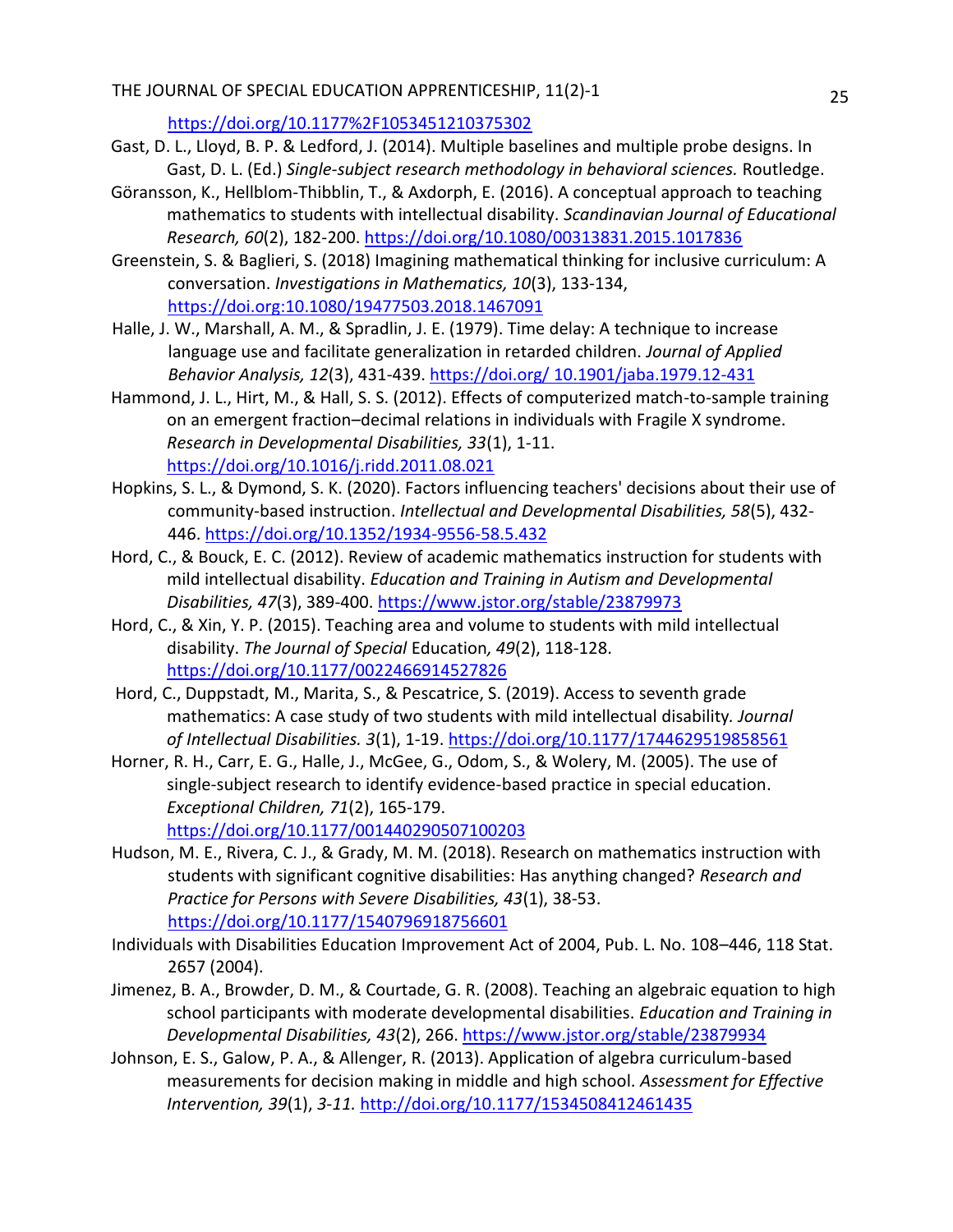https://doi.org/10.1177%2F1053451210375302

Gast, D. L., Lloyd, B. P. & Ledford, J. (2014). Multiple baselines and multiple probe designs. In Gast, D. L. (Ed.) *Single-subject research methodology in behavioral sciences.* Routledge.

Göransson, K., Hellblom-Thibblin, T., & Axdorph, E. (2016). A conceptual approach to teaching mathematics to students with intellectual disability. *Scandinavian Journal of Educational Research, 60*(2), 182-200. https://doi.org/10.1080/00313831.2015.1017836

Greenstein, S. & Baglieri, S. (2018) Imagining mathematical thinking for inclusive curriculum: A conversation. *Investigations in Mathematics, 10*(3), 133-134, https://doi.org:10.1080/19477503.2018.1467091

Halle, J. W., Marshall, A. M., & Spradlin, J. E. (1979). Time delay: A technique to increase language use and facilitate generalization in retarded children. *Journal of Applied Behavior Analysis, 12*(3), 431-439. https://doi.org/ 10.1901/jaba.1979.12-431

Hammond, J. L., Hirt, M., & Hall, S. S. (2012). Effects of computerized match-to-sample training on an emergent fraction–decimal relations in individuals with Fragile X syndrome. *Research in Developmental Disabilities, 33*(1), 1-11. https://doi.org/10.1016/j.ridd.2011.08.021

Hopkins, S. L., & Dymond, S. K. (2020). Factors influencing teachers' decisions about their use of community-based instruction. *Intellectual and Developmental Disabilities, 58*(5), 432-446. https://doi.org/10.1352/1934-9556-58.5.432

Hord, C., & Bouck, E. C. (2012). Review of academic mathematics instruction for students with mild intellectual disability. *Education and Training in Autism and Developmental Disabilities, 47*(3), 389-400. https://www.jstor.org/stable/23879973

Hord, C., & Xin, Y. P. (2015). Teaching area and volume to students with mild intellectual disability. *The Journal of Special* Education*, 49*(2), 118-128. https://doi.org/10.1177/0022466914527826

Hord, C., Duppstadt, M., Marita, S., & Pescatrice, S. (2019). Access to seventh grade mathematics: A case study of two students with mild intellectual disability. *Journal of Intellectual Disabilities. 3*(1), 1-19. https://doi.org/10.1177/1744629519858561

Horner, R. H., Carr, E. G., Halle, J., McGee, G., Odom, S., & Wolery, M. (2005). The use of single-subject research to identify evidence-based practice in special education. *Exceptional Children, 71*(2), 165-179. https://doi.org/10.1177/001440290507100203

Hudson, M. E., Rivera, C. J., & Grady, M. M. (2018). Research on mathematics instruction with students with significant cognitive disabilities: Has anything changed? *Research and Practice for Persons with Severe Disabilities, 43*(1), 38-53. https://doi.org/10.1177/1540796918756601

Individuals with Disabilities Education Improvement Act of 2004, Pub. L. No. 108–446, 118 Stat. 2657 (2004).

Jimenez, B. A., Browder, D. M., & Courtade, G. R. (2008). Teaching an algebraic equation to high school participants with moderate developmental disabilities. *Education and Training in Developmental Disabilities, 43*(2), 266. https://www.jstor.org/stable/23879934

Johnson, E. S., Galow, P. A., & Allenger, R. (2013). Application of algebra curriculum-based measurements for decision making in middle and high school. *Assessment for Effective Intervention, 39*(1), *3-11.* http://doi.org/10.1177/1534508412461435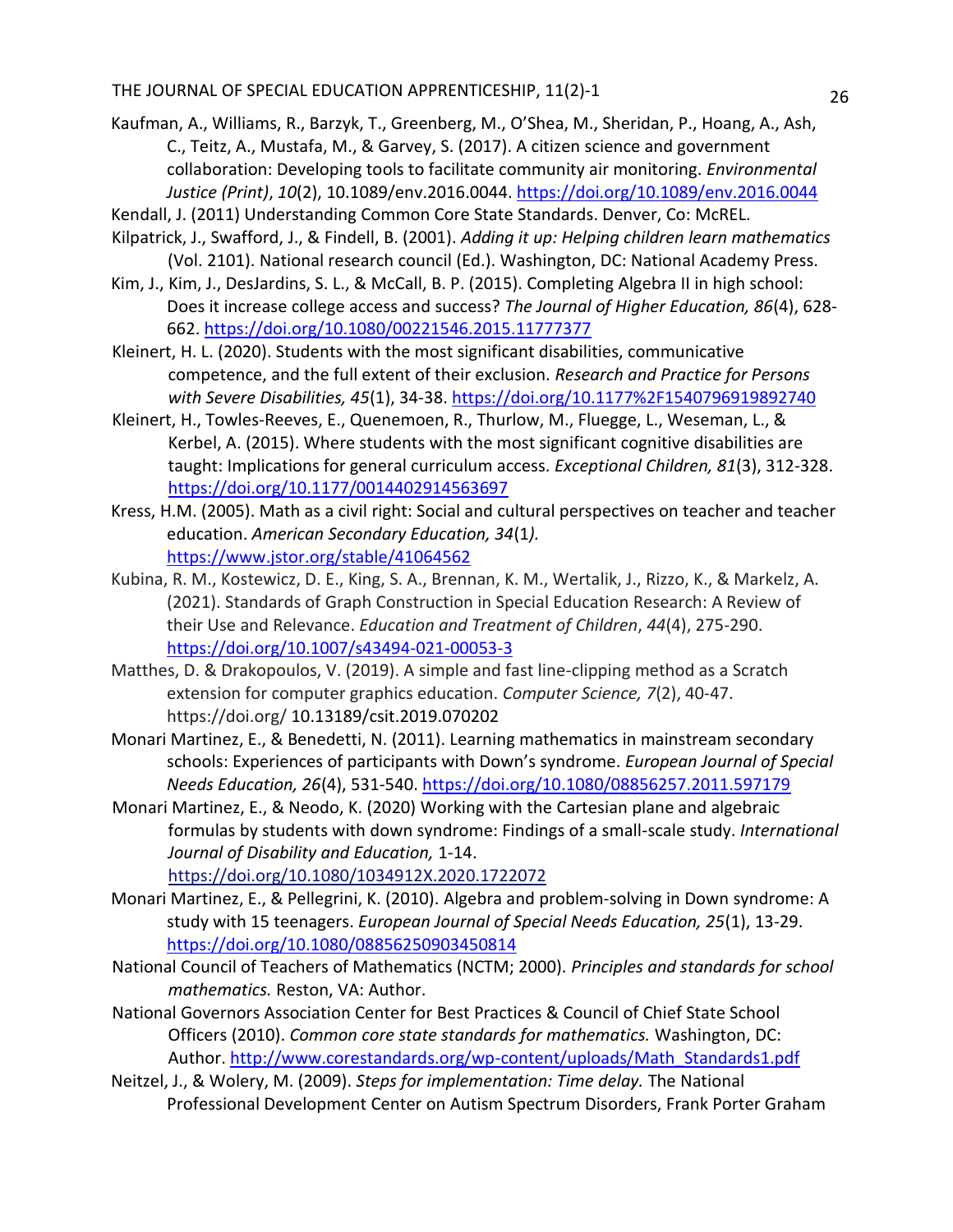Kaufman, A., Williams, R., Barzyk, T., Greenberg, M., O'Shea, M., Sheridan, P., Hoang, A., Ash, C., Teitz, A., Mustafa, M., & Garvey, S. (2017). A citizen science and government collaboration: Developing tools to facilitate community air monitoring. *Environmental Justice (Print)*, *10*(2), 10.1089/env.2016.0044. https://doi.org/10.1089/env.2016.0044

Kendall, J. (2011) Understanding Common Core State Standards. Denver, Co: McREL.

Kilpatrick, J., Swafford, J., & Findell, B. (2001). *Adding it up: Helping children learn mathematics* (Vol. 2101). National research council (Ed.). Washington, DC: National Academy Press.

Kim, J., Kim, J., DesJardins, S. L., & McCall, B. P. (2015). Completing Algebra II in high school: Does it increase college access and success? *The Journal of Higher Education, 86*(4), 628-662. https://doi.org/10.1080/00221546.2015.11777377

Kleinert, H. L. (2020). Students with the most significant disabilities, communicative competence, and the full extent of their exclusion. *Research and Practice for Persons with Severe Disabilities, 45*(1), 34-38. https://doi.org/10.1177%2F1540796919892740

Kleinert, H., Towles-Reeves, E., Quenemoen, R., Thurlow, M., Fluegge, L., Weseman, L., & Kerbel, A. (2015). Where students with the most significant cognitive disabilities are taught: Implications for general curriculum access. *Exceptional Children, 81*(3), 312-328. https://doi.org/10.1177/0014402914563697

Kress, H.M. (2005). Math as a civil right: Social and cultural perspectives on teacher and teacher education. *American Secondary Education, 34*(1*).* https://www.jstor.org/stable/41064562

Kubina, R. M., Kostewicz, D. E., King, S. A., Brennan, K. M., Wertalik, J., Rizzo, K., & Markelz, A. (2021). Standards of Graph Construction in Special Education Research: A Review of their Use and Relevance. *Education and Treatment of Children*, *44*(4), 275-290. https://doi.org/10.1007/s43494-021-00053-3

Matthes, D. & Drakopoulos, V. (2019). A simple and fast line-clipping method as a Scratch extension for computer graphics education. *Computer Science, 7*(2), 40-47. https://doi.org/ 10.13189/csit.2019.070202

Monari Martinez, E., & Benedetti, N. (2011). Learning mathematics in mainstream secondary schools: Experiences of participants with Down's syndrome. *European Journal of Special Needs Education, 26*(4), 531-540. https://doi.org/10.1080/08856257.2011.597179

Monari Martinez, E., & Neodo, K. (2020) Working with the Cartesian plane and algebraic formulas by students with down syndrome: Findings of a small-scale study. *International Journal of Disability and Education,* 1-14. https://doi.org/10.1080/1034912X.2020.1722072

Monari Martinez, E., & Pellegrini, K. (2010). Algebra and problem-solving in Down syndrome: A study with 15 teenagers. *European Journal of Special Needs Education, 25*(1), 13-29. https://doi.org/10.1080/08856250903450814

National Council of Teachers of Mathematics (NCTM; 2000). *Principles and standards for school mathematics.* Reston, VA: Author.

National Governors Association Center for Best Practices & Council of Chief State School Officers (2010). *Common core state standards for mathematics.* Washington, DC: Author. http://www.corestandards.org/wp-content/uploads/Math_Standards1.pdf

Neitzel, J., & Wolery, M. (2009). *Steps for implementation: Time delay.* The National Professional Development Center on Autism Spectrum Disorders, Frank Porter Graham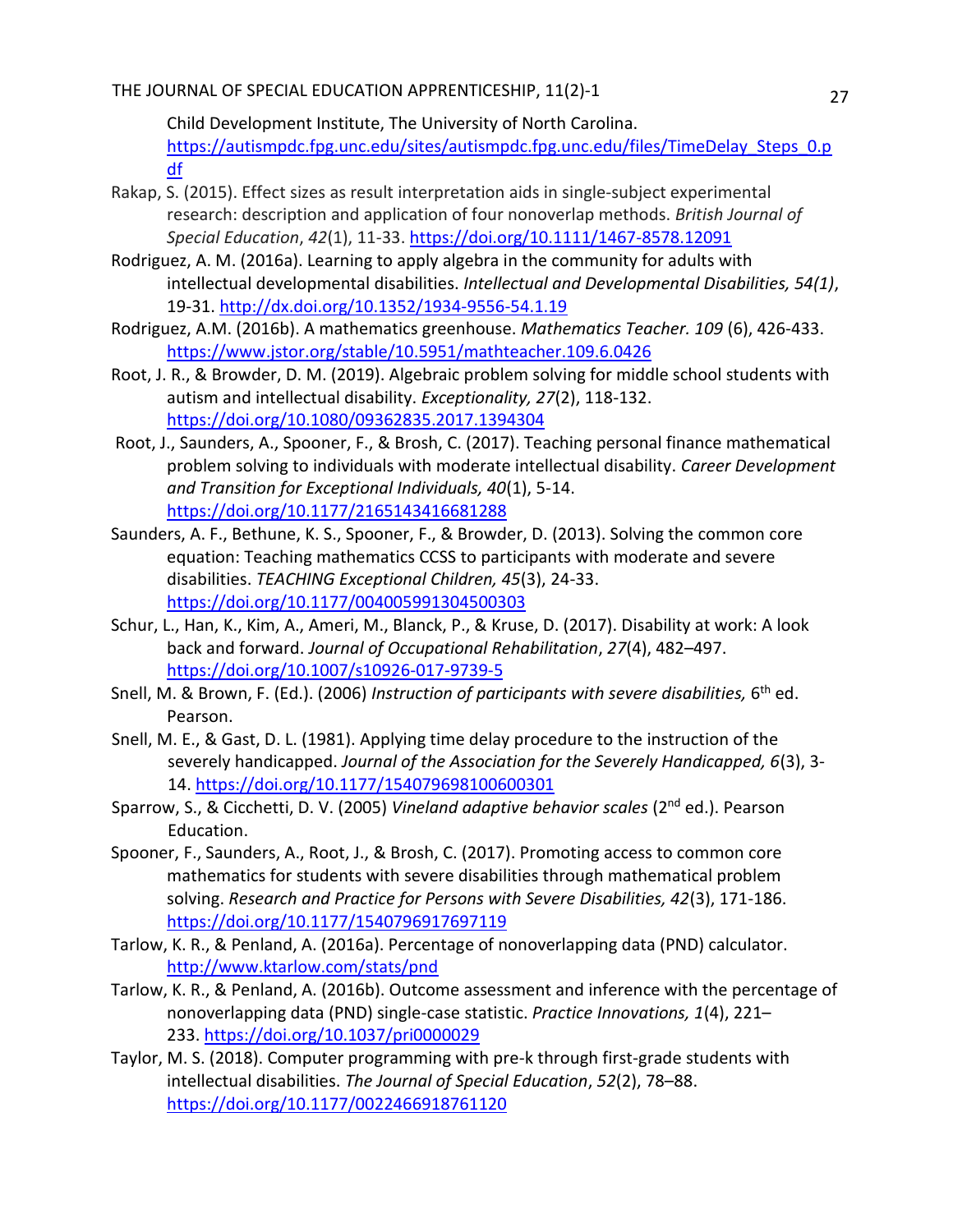Child Development Institute, The University of North Carolina. https://autismpdc.fpg.unc.edu/sites/autismpdc.fpg.unc.edu/files/TimeDelay_Steps_0.pdf

Rakap, S. (2015). Effect sizes as result interpretation aids in single-subject experimental research: description and application of four nonoverlap methods. *British Journal of Special Education*, *42*(1), 11-33. https://doi.org/10.1111/1467-8578.12091

Rodriguez, A. M. (2016a). Learning to apply algebra in the community for adults with intellectual developmental disabilities. *Intellectual and Developmental Disabilities, 54(1)*, 19-31. http://dx.doi.org/10.1352/1934-9556-54.1.19

Rodriguez, A.M. (2016b). A mathematics greenhouse. *Mathematics Teacher. 109* (6), 426-433. https://www.jstor.org/stable/10.5951/mathteacher.109.6.0426

Root, J. R., & Browder, D. M. (2019). Algebraic problem solving for middle school students with autism and intellectual disability. *Exceptionality, 27*(2), 118-132. https://doi.org/10.1080/09362835.2017.1394304

Root, J., Saunders, A., Spooner, F., & Brosh, C. (2017). Teaching personal finance mathematical problem solving to individuals with moderate intellectual disability. *Career Development and Transition for Exceptional Individuals, 40*(1), 5-14. https://doi.org/10.1177/2165143416681288

Saunders, A. F., Bethune, K. S., Spooner, F., & Browder, D. (2013). Solving the common core equation: Teaching mathematics CCSS to participants with moderate and severe disabilities. *TEACHING Exceptional Children, 45*(3), 24-33. https://doi.org/10.1177/004005991304500303

Schur, L., Han, K., Kim, A., Ameri, M., Blanck, P., & Kruse, D. (2017). Disability at work: A look back and forward. *Journal of Occupational Rehabilitation*, *27*(4), 482–497. https://doi.org/10.1007/s10926-017-9739-5

Snell, M. & Brown, F. (Ed.). (2006) *Instruction of participants with severe disabilities,* 6th ed. Pearson.

Snell, M. E., & Gast, D. L. (1981). Applying time delay procedure to the instruction of the severely handicapped. *Journal of the Association for the Severely Handicapped, 6*(3), 3-14. https://doi.org/10.1177/154079698100600301

Sparrow, S., & Cicchetti, D. V. (2005) *Vineland adaptive behavior scales* (2nd ed.). Pearson Education.

Spooner, F., Saunders, A., Root, J., & Brosh, C. (2017). Promoting access to common core mathematics for students with severe disabilities through mathematical problem solving. *Research and Practice for Persons with Severe Disabilities, 42*(3), 171-186. https://doi.org/10.1177/1540796917697119

Tarlow, K. R., & Penland, A. (2016a). Percentage of nonoverlapping data (PND) calculator. http://www.ktarlow.com/stats/pnd

Tarlow, K. R., & Penland, A. (2016b). Outcome assessment and inference with the percentage of nonoverlapping data (PND) single-case statistic. *Practice Innovations, 1*(4), 221–233. https://doi.org/10.1037/pri0000029

Taylor, M. S. (2018). Computer programming with pre-k through first-grade students with intellectual disabilities. *The Journal of Special Education*, *52*(2), 78–88. https://doi.org/10.1177/0022466918761120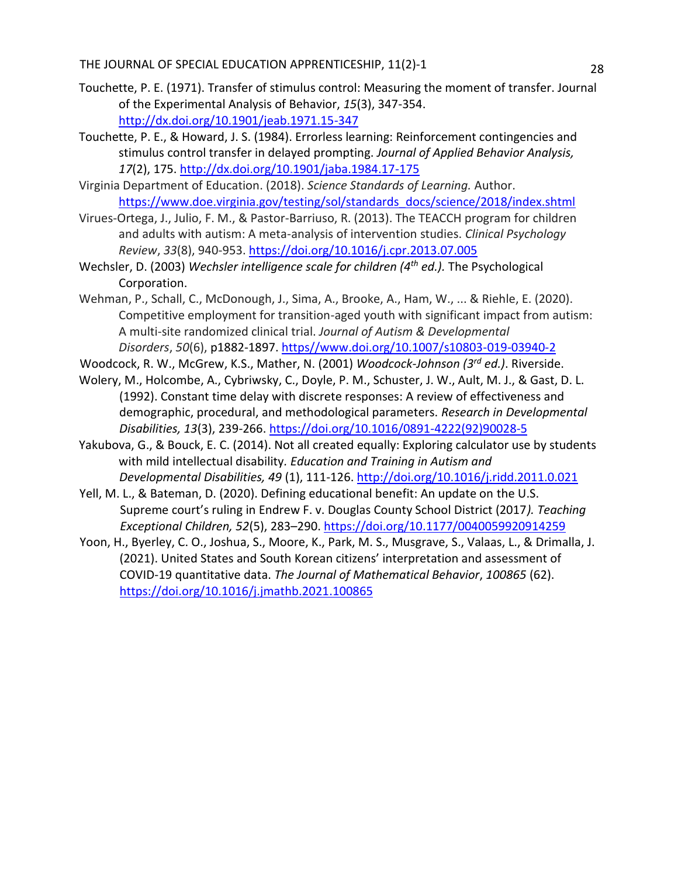Touchette, P. E. (1971). Transfer of stimulus control: Measuring the moment of transfer. Journal of the Experimental Analysis of Behavior, *15*(3), 347-354. http://dx.doi.org/10.1901/jeab.1971.15-347

Touchette, P. E., & Howard, J. S. (1984). Errorless learning: Reinforcement contingencies and stimulus control transfer in delayed prompting. *Journal of Applied Behavior Analysis, 17*(2), 175. http://dx.doi.org/10.1901/jaba.1984.17-175

Virginia Department of Education. (2018). *Science Standards of Learning.* Author. https://www.doe.virginia.gov/testing/sol/standards_docs/science/2018/index.shtml

Virues-Ortega, J., Julio, F. M., & Pastor-Barriuso, R. (2013). The TEACCH program for children and adults with autism: A meta-analysis of intervention studies. *Clinical Psychology Review*, *33*(8), 940-953. https://doi.org/10.1016/j.cpr.2013.07.005

Wechsler, D. (2003) *Wechsler intelligence scale for children (4th ed.).* The Psychological Corporation.

Wehman, P., Schall, C., McDonough, J., Sima, A., Brooke, A., Ham, W., ... & Riehle, E. (2020). Competitive employment for transition-aged youth with significant impact from autism: A multi-site randomized clinical trial. *Journal of Autism & Developmental Disorders*, *50*(6), p1882-1897. https//www.doi.org/10.1007/s10803-019-03940-2

Woodcock, R. W., McGrew, K.S., Mather, N. (2001) *Woodcock-Johnson (3rd ed.)*. Riverside.

Wolery, M., Holcombe, A., Cybriwsky, C., Doyle, P. M., Schuster, J. W., Ault, M. J., & Gast, D. L. (1992). Constant time delay with discrete responses: A review of effectiveness and demographic, procedural, and methodological parameters. *Research in Developmental Disabilities, 13*(3), 239-266. https://doi.org/10.1016/0891-4222(92)90028-5

Yakubova, G., & Bouck, E. C. (2014). Not all created equally: Exploring calculator use by students with mild intellectual disability. *Education and Training in Autism and Developmental Disabilities, 49* (1), 111-126. http://doi.org/10.1016/j.ridd.2011.0.021

Yell, M. L., & Bateman, D. (2020). Defining educational benefit: An update on the U.S. Supreme court's ruling in Endrew F. v. Douglas County School District (2017*). Teaching Exceptional Children, 52*(5), 283–290. https://doi.org/10.1177/0040059920914259

Yoon, H., Byerley, C. O., Joshua, S., Moore, K., Park, M. S., Musgrave, S., Valaas, L., & Drimalla, J. (2021). United States and South Korean citizens' interpretation and assessment of COVID-19 quantitative data. *The Journal of Mathematical Behavior*, *100865* (62). https://doi.org/10.1016/j.jmathb.2021.100865